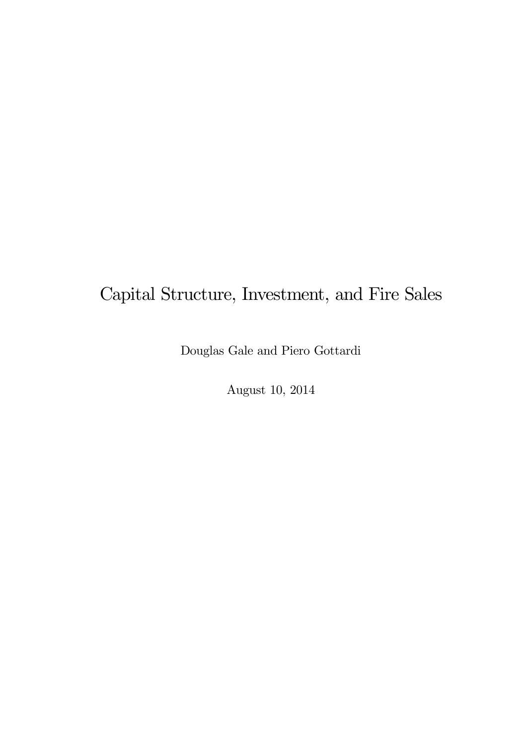# Capital Structure, Investment, and Fire Sales

Douglas Gale and Piero Gottardi

August 10, 2014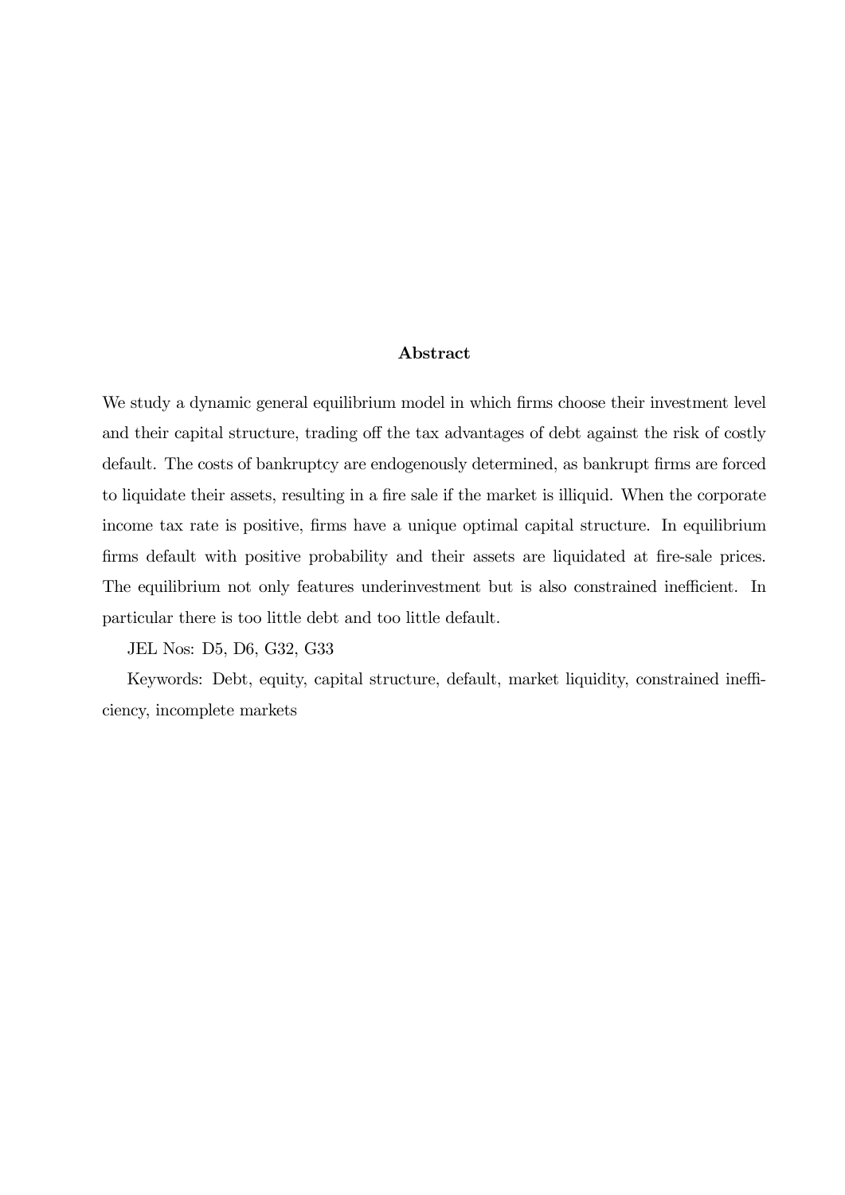**Abstract**

We study a dynamic general equilibrium model in which firms choose their investment level and their capital structure, trading off the tax advantages of debt against the risk of costly default. The costs of bankruptcy are endogenously determined, as bankrupt firms are forced to liquidate their assets, resulting in a fire sale if the market is illiquid. When the corporate income tax rate is positive, firms have a unique optimal capital structure. In equilibrium firms default with positive probability and their assets are liquidated at fire-sale prices. The equilibrium not only features underinvestment but is also constrained inefficient. In particular there is too little debt and too little default.

JEL Nos: D5, D6, G32, G33

Keywords: Debt, equity, capital structure, default, market liquidity, constrained inefficiency, incomplete markets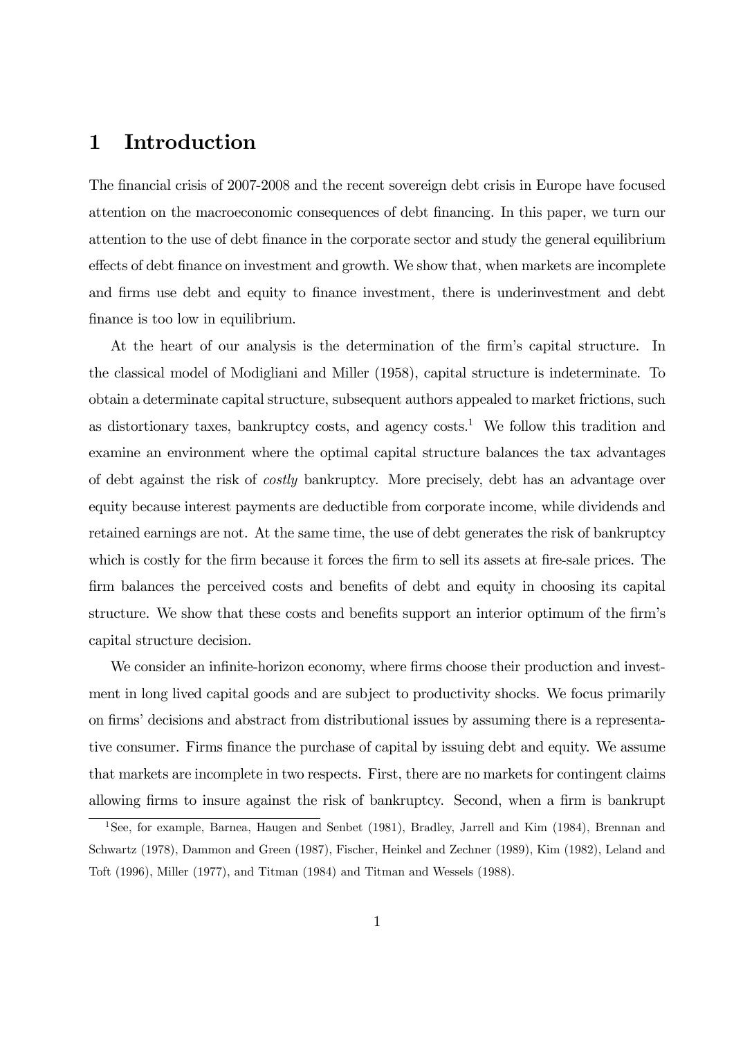# 1 Introduction

The financial crisis of 2007-2008 and the recent sovereign debt crisis in Europe have focused attention on the macroeconomic consequences of debt financing. In this paper, we turn our attention to the use of debt finance in the corporate sector and study the general equilibrium effects of debt finance on investment and growth. We show that, when markets are incomplete and firms use debt and equity to finance investment, there is underinvestment and debt finance is too low in equilibrium.

At the heart of our analysis is the determination of the firm's capital structure. In the classical model of Modigliani and Miller (1958), capital structure is indeterminate. To obtain a determinate capital structure, subsequent authors appealed to market frictions, such as distortionary taxes, bankruptcy costs, and agency costs.[1] We follow this tradition and examine an environment where the optimal capital structure balances the tax advantages of debt against the risk of *costly* bankruptcy. More precisely, debt has an advantage over equity because interest payments are deductible from corporate income, while dividends and retained earnings are not. At the same time, the use of debt generates the risk of bankruptcy which is costly for the firm because it forces the firm to sell its assets at fire-sale prices. The firm balances the perceived costs and benefits of debt and equity in choosing its capital structure. We show that these costs and benefits support an interior optimum of the firm's capital structure decision.

We consider an infinite-horizon economy, where firms choose their production and investment in long lived capital goods and are subject to productivity shocks. We focus primarily on firms' decisions and abstract from distributional issues by assuming there is a representative consumer. Firms finance the purchase of capital by issuing debt and equity. We assume that markets are incomplete in two respects. First, there are no markets for contingent claims allowing firms to insure against the risk of bankruptcy. Second, when a firm is bankrupt

[1] See, for example, Barnea, Haugen and Senbet (1981), Bradley, Jarrell and Kim (1984), Brennan and Schwartz (1978), Dammon and Green (1987), Fischer, Heinkel and Zechner (1989), Kim (1982), Leland and Toft (1996), Miller (1977), and Titman (1984) and Titman and Wessels (1988).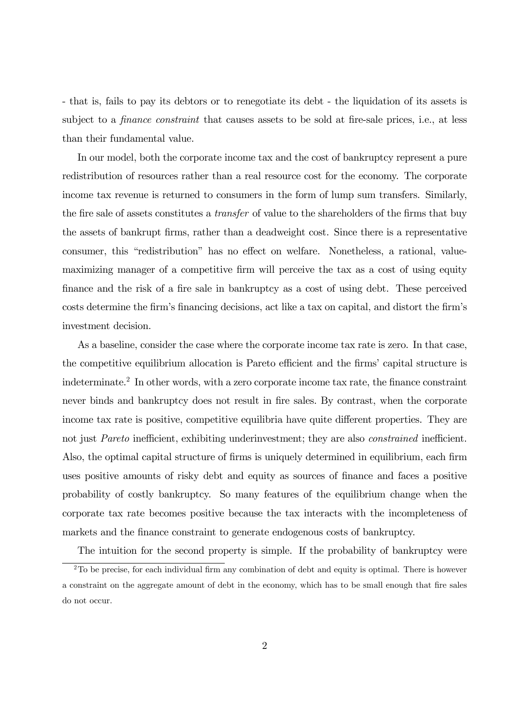- that is, fails to pay its debtors or to renegotiate its debt - the liquidation of its assets is subject to a *finance constraint* that causes assets to be sold at fire-sale prices, i.e., at less than their fundamental value.

In our model, both the corporate income tax and the cost of bankruptcy represent a pure redistribution of resources rather than a real resource cost for the economy. The corporate income tax revenue is returned to consumers in the form of lump sum transfers. Similarly, the fire sale of assets constitutes a *transfer* of value to the shareholders of the firms that buy the assets of bankrupt firms, rather than a deadweight cost. Since there is a representative consumer, this "redistribution" has no effect on welfare. Nonetheless, a rational, value-maximizing manager of a competitive firm will perceive the tax as a cost of using equity finance and the risk of a fire sale in bankruptcy as a cost of using debt. These perceived costs determine the firm's financing decisions, act like a tax on capital, and distort the firm's investment decision.

As a baseline, consider the case where the corporate income tax rate is zero. In that case, the competitive equilibrium allocation is Pareto efficient and the firms' capital structure is indeterminate.[2] In other words, with a zero corporate income tax rate, the finance constraint never binds and bankruptcy does not result in fire sales. By contrast, when the corporate income tax rate is positive, competitive equilibria have quite different properties. They are not just *Pareto* inefficient, exhibiting underinvestment; they are also *constrained* inefficient. Also, the optimal capital structure of firms is uniquely determined in equilibrium, each firm uses positive amounts of risky debt and equity as sources of finance and faces a positive probability of costly bankruptcy. So many features of the equilibrium change when the corporate tax rate becomes positive because the tax interacts with the incompleteness of markets and the finance constraint to generate endogenous costs of bankruptcy.

The intuition for the second property is simple. If the probability of bankruptcy were

[2] To be precise, for each individual firm any combination of debt and equity is optimal. There is however a constraint on the aggregate amount of debt in the economy, which has to be small enough that fire sales do not occur.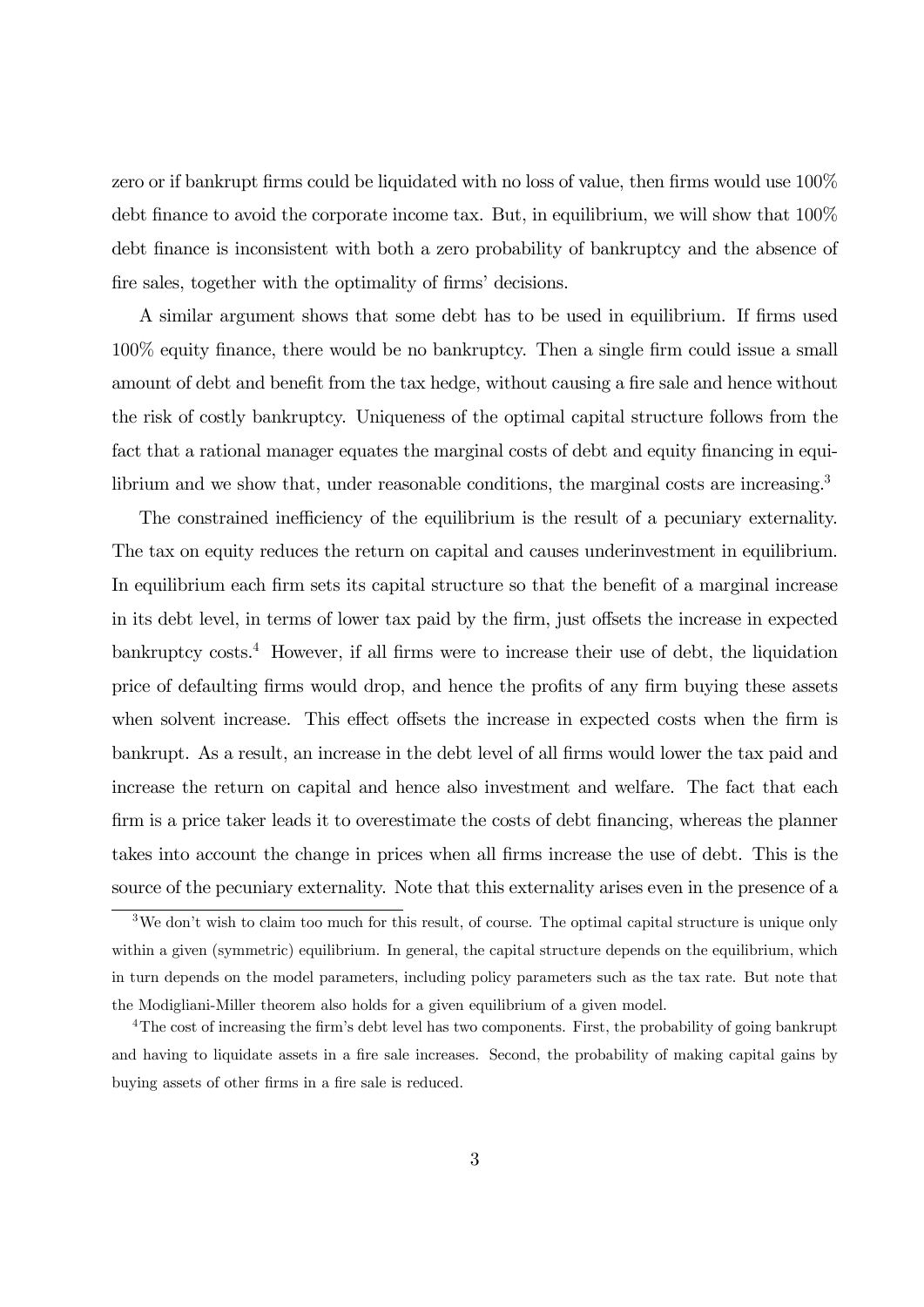zero or if bankrupt firms could be liquidated with no loss of value, then firms would use 100% debt finance to avoid the corporate income tax. But, in equilibrium, we will show that 100% debt finance is inconsistent with both a zero probability of bankruptcy and the absence of fire sales, together with the optimality of firms' decisions.

A similar argument shows that some debt has to be used in equilibrium. If firms used 100% equity finance, there would be no bankruptcy. Then a single firm could issue a small amount of debt and benefit from the tax hedge, without causing a fire sale and hence without the risk of costly bankruptcy. Uniqueness of the optimal capital structure follows from the fact that a rational manager equates the marginal costs of debt and equity financing in equilibrium and we show that, under reasonable conditions, the marginal costs are increasing.[3]

The constrained inefficiency of the equilibrium is the result of a pecuniary externality. The tax on equity reduces the return on capital and causes underinvestment in equilibrium. In equilibrium each firm sets its capital structure so that the benefit of a marginal increase in its debt level, in terms of lower tax paid by the firm, just offsets the increase in expected bankruptcy costs.[4] However, if all firms were to increase their use of debt, the liquidation price of defaulting firms would drop, and hence the profits of any firm buying these assets when solvent increase. This effect offsets the increase in expected costs when the firm is bankrupt. As a result, an increase in the debt level of all firms would lower the tax paid and increase the return on capital and hence also investment and welfare. The fact that each firm is a price taker leads it to overestimate the costs of debt financing, whereas the planner takes into account the change in prices when all firms increase the use of debt. This is the source of the pecuniary externality. Note that this externality arises even in the presence of a

[3] We don't wish to claim too much for this result, of course. The optimal capital structure is unique only within a given (symmetric) equilibrium. In general, the capital structure depends on the equilibrium, which in turn depends on the model parameters, including policy parameters such as the tax rate. But note that the Modigliani-Miller theorem also holds for a given equilibrium of a given model.

[4] The cost of increasing the firm's debt level has two components. First, the probability of going bankrupt and having to liquidate assets in a fire sale increases. Second, the probability of making capital gains by buying assets of other firms in a fire sale is reduced.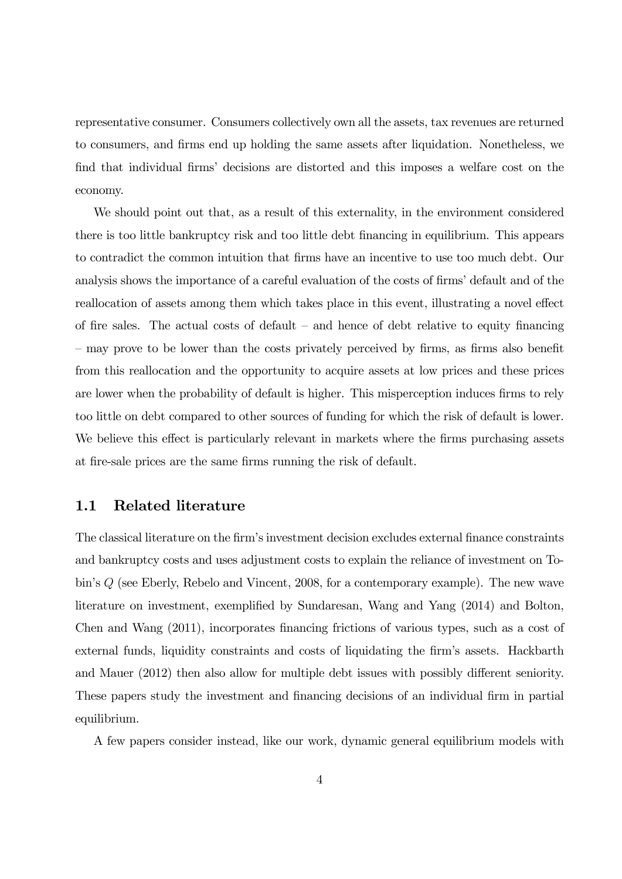representative consumer. Consumers collectively own all the assets, tax revenues are returned to consumers, and firms end up holding the same assets after liquidation. Nonetheless, we find that individual firms' decisions are distorted and this imposes a welfare cost on the economy.

We should point out that, as a result of this externality, in the environment considered there is too little bankruptcy risk and too little debt financing in equilibrium. This appears to contradict the common intuition that firms have an incentive to use too much debt. Our analysis shows the importance of a careful evaluation of the costs of firms' default and of the reallocation of assets among them which takes place in this event, illustrating a novel effect of fire sales. The actual costs of default – and hence of debt relative to equity financing – may prove to be lower than the costs privately perceived by firms, as firms also benefit from this reallocation and the opportunity to acquire assets at low prices and these prices are lower when the probability of default is higher. This misperception induces firms to rely too little on debt compared to other sources of funding for which the risk of default is lower. We believe this effect is particularly relevant in markets where the firms purchasing assets at fire-sale prices are the same firms running the risk of default.

## 1.1 Related literature

The classical literature on the firm's investment decision excludes external finance constraints and bankruptcy costs and uses adjustment costs to explain the reliance of investment on Tobin's $Q$ (see Eberly, Rebelo and Vincent, 2008, for a contemporary example). The new wave literature on investment, exemplified by Sundaresan, Wang and Yang (2014) and Bolton, Chen and Wang (2011), incorporates financing frictions of various types, such as a cost of external funds, liquidity constraints and costs of liquidating the firm's assets. Hackbarth and Mauer (2012) then also allow for multiple debt issues with possibly different seniority. These papers study the investment and financing decisions of an individual firm in partial equilibrium.

A few papers consider instead, like our work, dynamic general equilibrium models with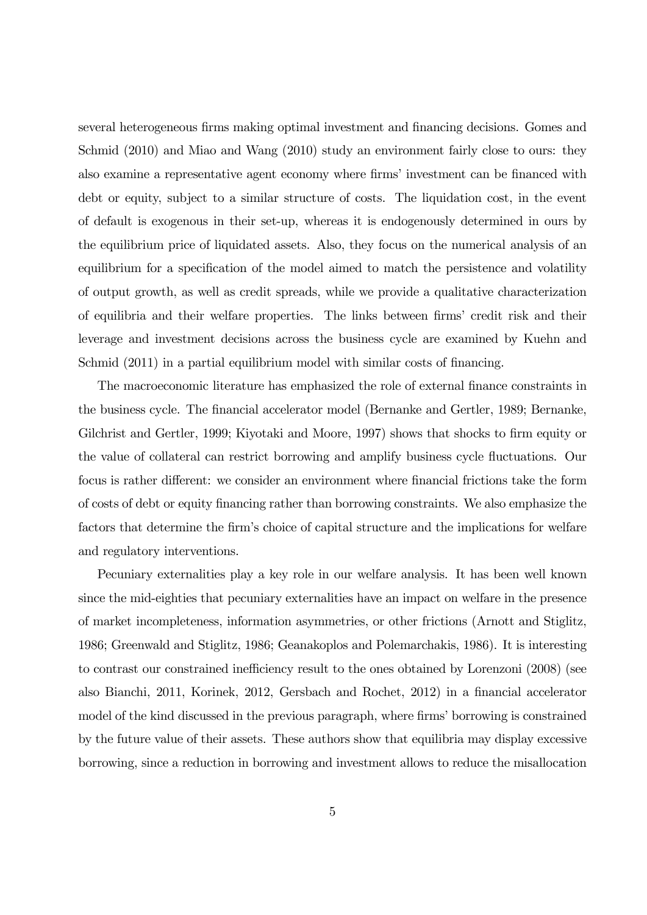several heterogeneous firms making optimal investment and financing decisions. Gomes and Schmid (2010) and Miao and Wang (2010) study an environment fairly close to ours: they also examine a representative agent economy where firms' investment can be financed with debt or equity, subject to a similar structure of costs. The liquidation cost, in the event of default is exogenous in their set-up, whereas it is endogenously determined in ours by the equilibrium price of liquidated assets. Also, they focus on the numerical analysis of an equilibrium for a specification of the model aimed to match the persistence and volatility of output growth, as well as credit spreads, while we provide a qualitative characterization of equilibria and their welfare properties. The links between firms' credit risk and their leverage and investment decisions across the business cycle are examined by Kuehn and Schmid (2011) in a partial equilibrium model with similar costs of financing.

The macroeconomic literature has emphasized the role of external finance constraints in the business cycle. The financial accelerator model (Bernanke and Gertler, 1989; Bernanke, Gilchrist and Gertler, 1999; Kiyotaki and Moore, 1997) shows that shocks to firm equity or the value of collateral can restrict borrowing and amplify business cycle fluctuations. Our focus is rather different: we consider an environment where financial frictions take the form of costs of debt or equity financing rather than borrowing constraints. We also emphasize the factors that determine the firm's choice of capital structure and the implications for welfare and regulatory interventions.

Pecuniary externalities play a key role in our welfare analysis. It has been well known since the mid-eighties that pecuniary externalities have an impact on welfare in the presence of market incompleteness, information asymmetries, or other frictions (Arnott and Stiglitz, 1986; Greenwald and Stiglitz, 1986; Geanakoplos and Polemarchakis, 1986). It is interesting to contrast our constrained inefficiency result to the ones obtained by Lorenzoni (2008) (see also Bianchi, 2011, Korinek, 2012, Gersbach and Rochet, 2012) in a financial accelerator model of the kind discussed in the previous paragraph, where firms' borrowing is constrained by the future value of their assets. These authors show that equilibria may display excessive borrowing, since a reduction in borrowing and investment allows to reduce the misallocation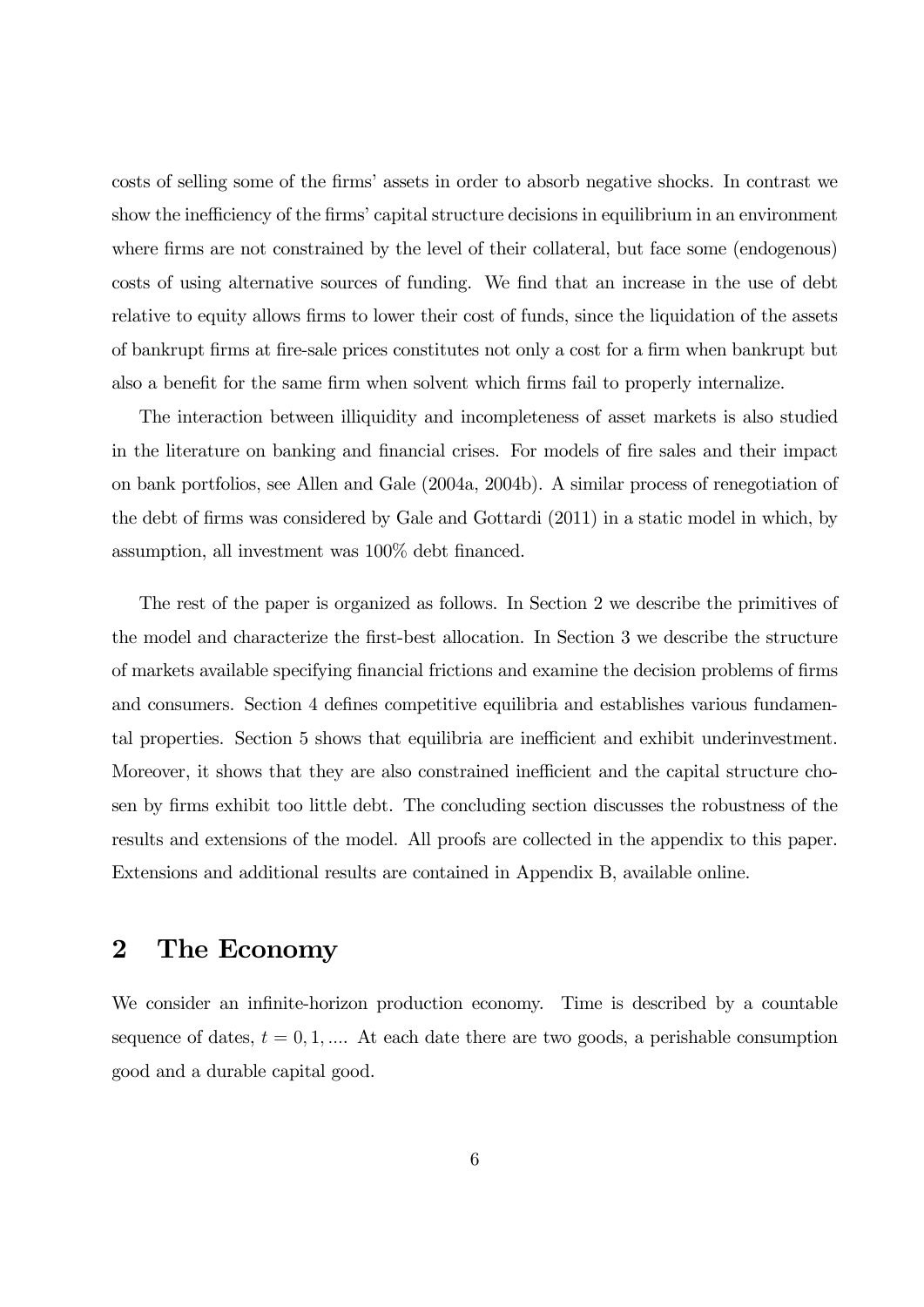costs of selling some of the firms' assets in order to absorb negative shocks. In contrast we show the inefficiency of the firms' capital structure decisions in equilibrium in an environment where firms are not constrained by the level of their collateral, but face some (endogenous) costs of using alternative sources of funding. We find that an increase in the use of debt relative to equity allows firms to lower their cost of funds, since the liquidation of the assets of bankrupt firms at fire-sale prices constitutes not only a cost for a firm when bankrupt but also a benefit for the same firm when solvent which firms fail to properly internalize.

The interaction between illiquidity and incompleteness of asset markets is also studied in the literature on banking and financial crises. For models of fire sales and their impact on bank portfolios, see Allen and Gale (2004a, 2004b). A similar process of renegotiation of the debt of firms was considered by Gale and Gottardi (2011) in a static model in which, by assumption, all investment was 100% debt financed.

The rest of the paper is organized as follows. In Section 2 we describe the primitives of the model and characterize the first-best allocation. In Section 3 we describe the structure of markets available specifying financial frictions and examine the decision problems of firms and consumers. Section 4 defines competitive equilibria and establishes various fundamental properties. Section 5 shows that equilibria are inefficient and exhibit underinvestment. Moreover, it shows that they are also constrained inefficient and the capital structure chosen by firms exhibit too little debt. The concluding section discusses the robustness of the results and extensions of the model. All proofs are collected in the appendix to this paper. Extensions and additional results are contained in Appendix B, available online.

## 2 The Economy

We consider an infinite-horizon production economy. Time is described by a countable sequence of dates, $t = 0, 1, ....$ At each date there are two goods, a perishable consumption good and a durable capital good.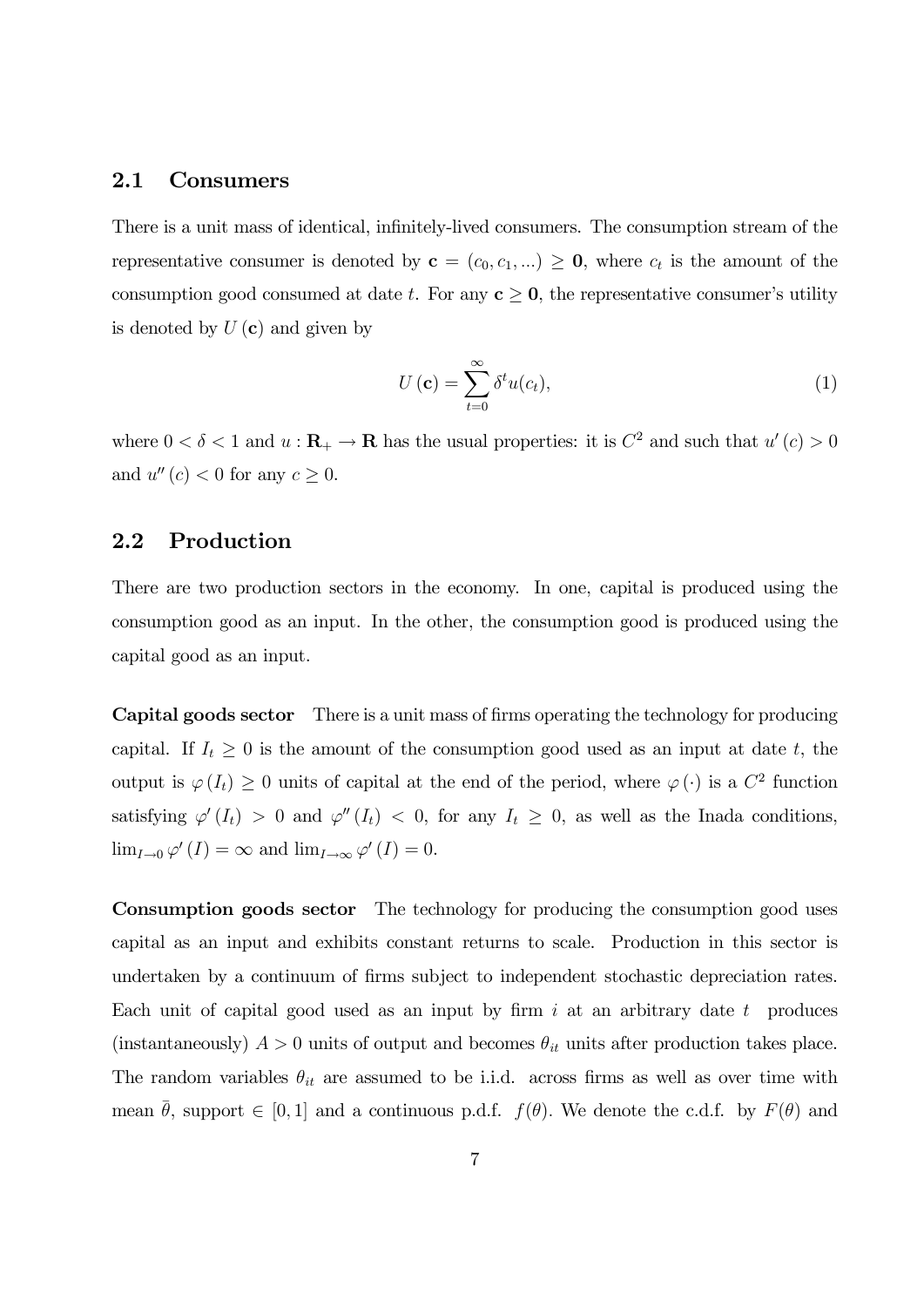## 2.1 Consumers

There is a unit mass of identical, infinitely-lived consumers. The consumption stream of the representative consumer is denoted by $\mathbf{c} = (c_0, c_1, ...) \geq \mathbf{0}$, where $c_t$ is the amount of the consumption good consumed at date $t$. For any $\mathbf{c} \geq \mathbf{0}$, the representative consumer's utility is denoted by $U(\mathbf{c})$ and given by

$$U(\mathbf{c}) = \sum_{t=0}^{\infty} \delta^t u(c_t), \tag{1}$$

where $0 < \delta < 1$ and $u : \mathbf{R}_+ \to \mathbf{R}$ has the usual properties: it is $C^2$ and such that $u'(c) > 0$ and $u''(c) < 0$ for any $c \geq 0$.

## 2.2 Production

There are two production sectors in the economy. In one, capital is produced using the consumption good as an input. In the other, the consumption good is produced using the capital good as an input.

**Capital goods sector** There is a unit mass of firms operating the technology for producing capital. If $I_t \geq 0$ is the amount of the consumption good used as an input at date $t$, the output is $\varphi(I_t) \geq 0$ units of capital at the end of the period, where $\varphi(\cdot)$ is a $C^2$ function satisfying $\varphi'(I_t) > 0$ and $\varphi''(I_t) < 0$, for any $I_t \geq 0$, as well as the Inada conditions, $\lim_{I \to 0} \varphi'(I) = \infty$ and $\lim_{I \to \infty} \varphi'(I) = 0$.

**Consumption goods sector** The technology for producing the consumption good uses capital as an input and exhibits constant returns to scale. Production in this sector is undertaken by a continuum of firms subject to independent stochastic depreciation rates. Each unit of capital good used as an input by firm $i$ at an arbitrary date $t$ produces (instantaneously) $A > 0$ units of output and becomes $\theta_{it}$ units after production takes place. The random variables $\theta_{it}$ are assumed to be i.i.d. across firms as well as over time with mean $\bar{\theta}$, support $\in [0, 1]$ and a continuous p.d.f. $f(\theta)$. We denote the c.d.f. by $F(\theta)$ and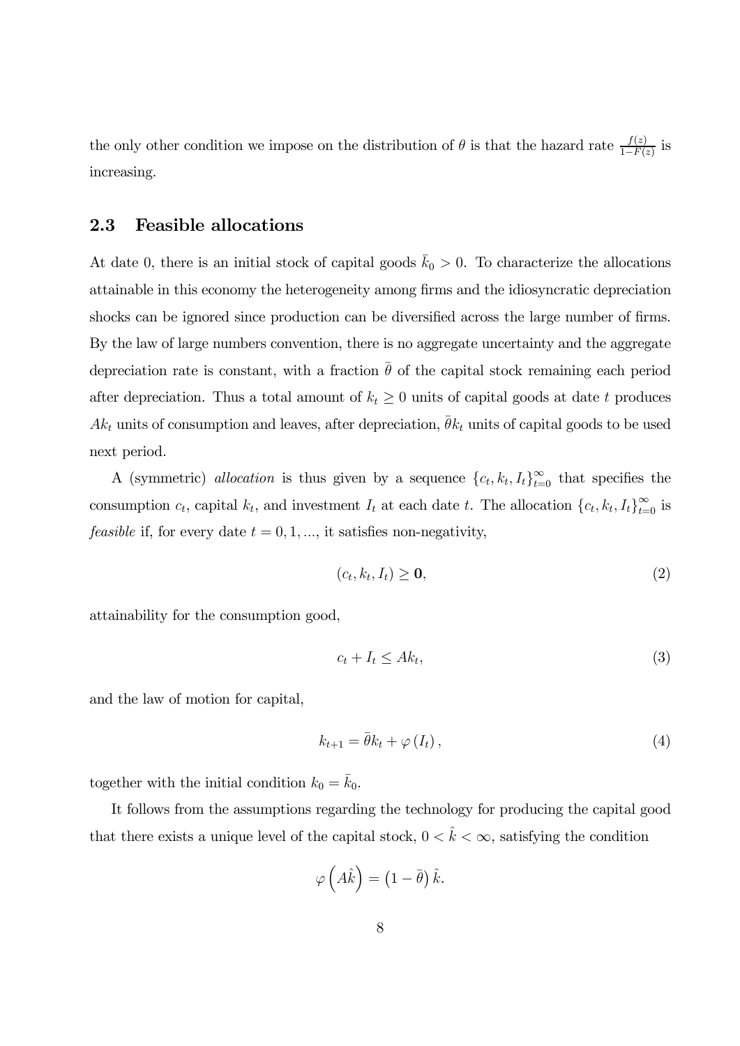the only other condition we impose on the distribution of $\theta$ is that the hazard rate $\frac{f(z)}{1-F(z)}$ is increasing.

### 2.3 Feasible allocations

At date 0, there is an initial stock of capital goods $\bar{k}_0 > 0$. To characterize the allocations attainable in this economy the heterogeneity among firms and the idiosyncratic depreciation shocks can be ignored since production can be diversified across the large number of firms. By the law of large numbers convention, there is no aggregate uncertainty and the aggregate depreciation rate is constant, with a fraction $\bar{\theta}$ of the capital stock remaining each period after depreciation. Thus a total amount of $k_t \geq 0$ units of capital goods at date $t$ produces $Ak_t$ units of consumption and leaves, after depreciation, $\bar{\theta}k_t$ units of capital goods to be used next period.

A (symmetric) *allocation* is thus given by a sequence $\{c_t, k_t, I_t\}_{t=0}^{\infty}$ that specifies the consumption $c_t$, capital $k_t$, and investment $I_t$ at each date $t$. The allocation $\{c_t, k_t, I_t\}_{t=0}^{\infty}$ is *feasible* if, for every date $t = 0, 1, ...$, it satisfies non-negativity,

$$(c_t, k_t, I_t) \geq \mathbf{0}, \tag{2}$$

attainability for the consumption good,

$$c_t + I_t \leq Ak_t, \tag{3}$$

and the law of motion for capital,

$$k_{t+1} = \bar{\theta}k_t + \varphi(I_t), \tag{4}$$

together with the initial condition $k_0 = \bar{k}_0$.

It follows from the assumptions regarding the technology for producing the capital good that there exists a unique level of the capital stock, $0 < \hat{k} < \infty$, satisfying the condition

$$\varphi\left(A\hat{k}\right) = \left(1 - \bar{\theta}\right)\hat{k}.$$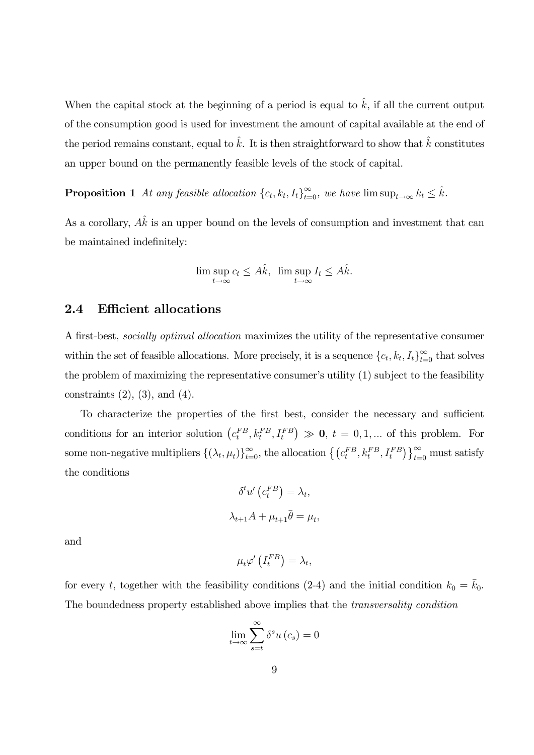When the capital stock at the beginning of a period is equal to $\hat{k}$, if all the current output of the consumption good is used for investment the amount of capital available at the end of the period remains constant, equal to $\hat{k}$. It is then straightforward to show that $\hat{k}$ constitutes an upper bound on the permanently feasible levels of the stock of capital.

**Proposition 1** *At any feasible allocation* $\{c_t, k_t, I_t\}_{t=0}^{\infty}$, *we have* $\limsup_{t\to\infty} k_t \leq \hat{k}$.

As a corollary, $A\hat{k}$ is an upper bound on the levels of consumption and investment that can be maintained indefinitely:

$$\limsup_{t\to\infty} c_t \leq A\hat{k}, \ \ \limsup_{t\to\infty} I_t \leq A\hat{k}.$$

## 2.4 Efficient allocations

A first-best, *socially optimal allocation* maximizes the utility of the representative consumer within the set of feasible allocations. More precisely, it is a sequence $\{c_t, k_t, I_t\}_{t=0}^{\infty}$ that solves the problem of maximizing the representative consumer's utility (1) subject to the feasibility constraints (2), (3), and (4).

To characterize the properties of the first best, consider the necessary and sufficient conditions for an interior solution $\left(c_t^{FB}, k_t^{FB}, I_t^{FB}\right) \gg \mathbf{0}$, $t = 0, 1, ...$ of this problem. For some non-negative multipliers $\{(\lambda_t, \mu_t)\}_{t=0}^{\infty}$, the allocation $\left\{\left(c_t^{FB}, k_t^{FB}, I_t^{FB}\right)\right\}_{t=0}^{\infty}$ must satisfy the conditions

$$\delta^t u'\left(c_t^{FB}\right) = \lambda_t,$$

$$\lambda_{t+1} A + \mu_{t+1}\bar{\theta} = \mu_t,$$

and

$$\mu_t \varphi'\left(I_t^{FB}\right) = \lambda_t,$$

for every $t$, together with the feasibility conditions (2-4) and the initial condition $k_0 = \bar{k}_0$. The boundedness property established above implies that the *transversality condition*

$$\lim_{t\to\infty} \sum_{s=t}^{\infty} \delta^s u\left(c_s\right) = 0$$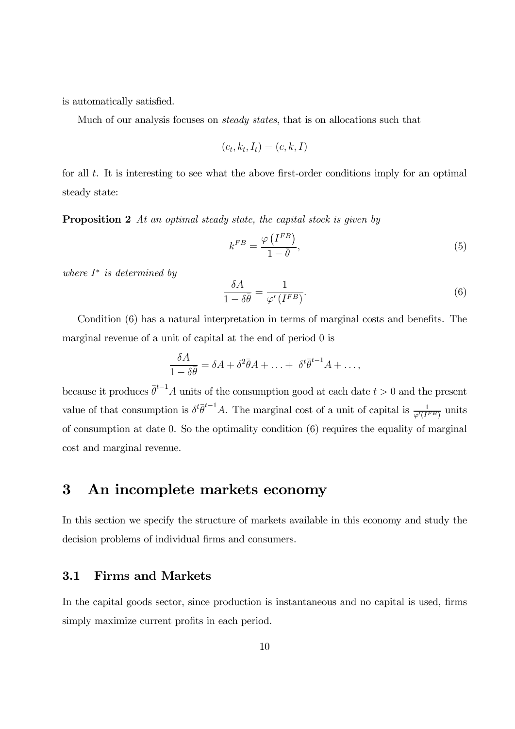is automatically satisfied.

Much of our analysis focuses on *steady states*, that is on allocations such that

$$(c_t, k_t, I_t) = (c, k, I)$$

for all $t$. It is interesting to see what the above first-order conditions imply for an optimal steady state:

**Proposition 2** *At an optimal steady state, the capital stock is given by*

$$k^{FB} = \frac{\varphi\left(I^{FB}\right)}{1 - \theta}, \tag{5}$$

*where $I^*$ is determined by*

$$\frac{\delta A}{1 - \delta\bar{\theta}} = \frac{1}{\varphi'\left(I^{FB}\right)}. \tag{6}$$

Condition (6) has a natural interpretation in terms of marginal costs and benefits. The marginal revenue of a unit of capital at the end of period 0 is

$$\frac{\delta A}{1 - \delta\bar{\theta}} = \delta A + \delta^2\bar{\theta}A + \ldots + \delta^t\bar{\theta}^{t-1}A + \ldots,$$

because it produces $\bar{\theta}^{t-1}A$ units of the consumption good at each date $t > 0$ and the present value of that consumption is $\delta^t\bar{\theta}^{t-1}A$. The marginal cost of a unit of capital is $\frac{1}{\varphi'(I^{FB})}$ units of consumption at date 0. So the optimality condition (6) requires the equality of marginal cost and marginal revenue.

# 3 An incomplete markets economy

In this section we specify the structure of markets available in this economy and study the decision problems of individual firms and consumers.

## 3.1 Firms and Markets

In the capital goods sector, since production is instantaneous and no capital is used, firms simply maximize current profits in each period.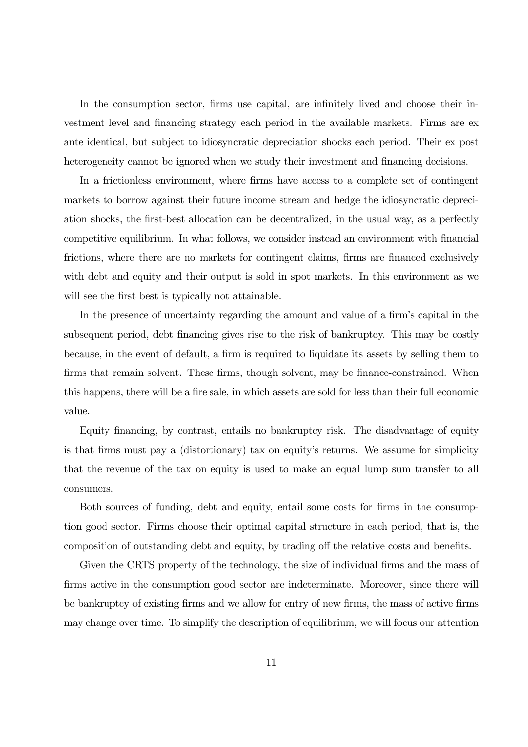In the consumption sector, firms use capital, are infinitely lived and choose their investment level and financing strategy each period in the available markets. Firms are ex ante identical, but subject to idiosyncratic depreciation shocks each period. Their ex post heterogeneity cannot be ignored when we study their investment and financing decisions.

In a frictionless environment, where firms have access to a complete set of contingent markets to borrow against their future income stream and hedge the idiosyncratic depreciation shocks, the first-best allocation can be decentralized, in the usual way, as a perfectly competitive equilibrium. In what follows, we consider instead an environment with financial frictions, where there are no markets for contingent claims, firms are financed exclusively with debt and equity and their output is sold in spot markets. In this environment as we will see the first best is typically not attainable.

In the presence of uncertainty regarding the amount and value of a firm's capital in the subsequent period, debt financing gives rise to the risk of bankruptcy. This may be costly because, in the event of default, a firm is required to liquidate its assets by selling them to firms that remain solvent. These firms, though solvent, may be finance-constrained. When this happens, there will be a fire sale, in which assets are sold for less than their full economic value.

Equity financing, by contrast, entails no bankruptcy risk. The disadvantage of equity is that firms must pay a (distortionary) tax on equity's returns. We assume for simplicity that the revenue of the tax on equity is used to make an equal lump sum transfer to all consumers.

Both sources of funding, debt and equity, entail some costs for firms in the consumption good sector. Firms choose their optimal capital structure in each period, that is, the composition of outstanding debt and equity, by trading off the relative costs and benefits.

Given the CRTS property of the technology, the size of individual firms and the mass of firms active in the consumption good sector are indeterminate. Moreover, since there will be bankruptcy of existing firms and we allow for entry of new firms, the mass of active firms may change over time. To simplify the description of equilibrium, we will focus our attention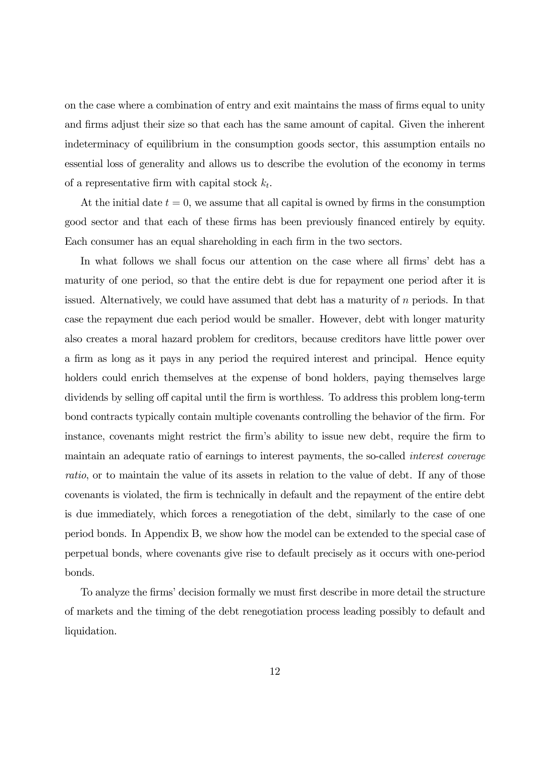on the case where a combination of entry and exit maintains the mass of firms equal to unity and firms adjust their size so that each has the same amount of capital. Given the inherent indeterminacy of equilibrium in the consumption goods sector, this assumption entails no essential loss of generality and allows us to describe the evolution of the economy in terms of a representative firm with capital stock $k_t$.

At the initial date $t = 0$, we assume that all capital is owned by firms in the consumption good sector and that each of these firms has been previously financed entirely by equity. Each consumer has an equal shareholding in each firm in the two sectors.

In what follows we shall focus our attention on the case where all firms' debt has a maturity of one period, so that the entire debt is due for repayment one period after it is issued. Alternatively, we could have assumed that debt has a maturity of $n$ periods. In that case the repayment due each period would be smaller. However, debt with longer maturity also creates a moral hazard problem for creditors, because creditors have little power over a firm as long as it pays in any period the required interest and principal. Hence equity holders could enrich themselves at the expense of bond holders, paying themselves large dividends by selling off capital until the firm is worthless. To address this problem long-term bond contracts typically contain multiple covenants controlling the behavior of the firm. For instance, covenants might restrict the firm's ability to issue new debt, require the firm to maintain an adequate ratio of earnings to interest payments, the so-called *interest coverage ratio*, or to maintain the value of its assets in relation to the value of debt. If any of those covenants is violated, the firm is technically in default and the repayment of the entire debt is due immediately, which forces a renegotiation of the debt, similarly to the case of one period bonds. In Appendix B, we show how the model can be extended to the special case of perpetual bonds, where covenants give rise to default precisely as it occurs with one-period bonds.

To analyze the firms' decision formally we must first describe in more detail the structure of markets and the timing of the debt renegotiation process leading possibly to default and liquidation.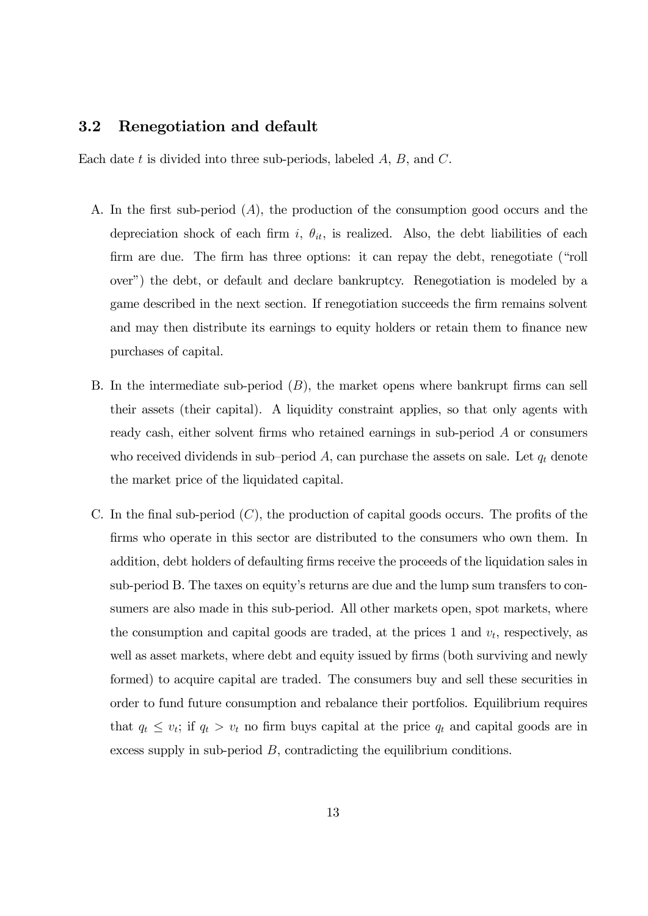## 3.2 Renegotiation and default

Each date $t$ is divided into three sub-periods, labeled $A$, $B$, and $C$.

A. In the first sub-period ($A$), the production of the consumption good occurs and the depreciation shock of each firm $i$, $\theta_{it}$, is realized. Also, the debt liabilities of each firm are due. The firm has three options: it can repay the debt, renegotiate ("roll over") the debt, or default and declare bankruptcy. Renegotiation is modeled by a game described in the next section. If renegotiation succeeds the firm remains solvent and may then distribute its earnings to equity holders or retain them to finance new purchases of capital.

B. In the intermediate sub-period ($B$), the market opens where bankrupt firms can sell their assets (their capital). A liquidity constraint applies, so that only agents with ready cash, either solvent firms who retained earnings in sub-period $A$ or consumers who received dividends in sub–period $A$, can purchase the assets on sale. Let $q_t$ denote the market price of the liquidated capital.

C. In the final sub-period ($C$), the production of capital goods occurs. The profits of the firms who operate in this sector are distributed to the consumers who own them. In addition, debt holders of defaulting firms receive the proceeds of the liquidation sales in sub-period B. The taxes on equity's returns are due and the lump sum transfers to consumers are also made in this sub-period. All other markets open, spot markets, where the consumption and capital goods are traded, at the prices 1 and $v_t$, respectively, as well as asset markets, where debt and equity issued by firms (both surviving and newly formed) to acquire capital are traded. The consumers buy and sell these securities in order to fund future consumption and rebalance their portfolios. Equilibrium requires that $q_t \leq v_t$; if $q_t > v_t$ no firm buys capital at the price $q_t$ and capital goods are in excess supply in sub-period $B$, contradicting the equilibrium conditions.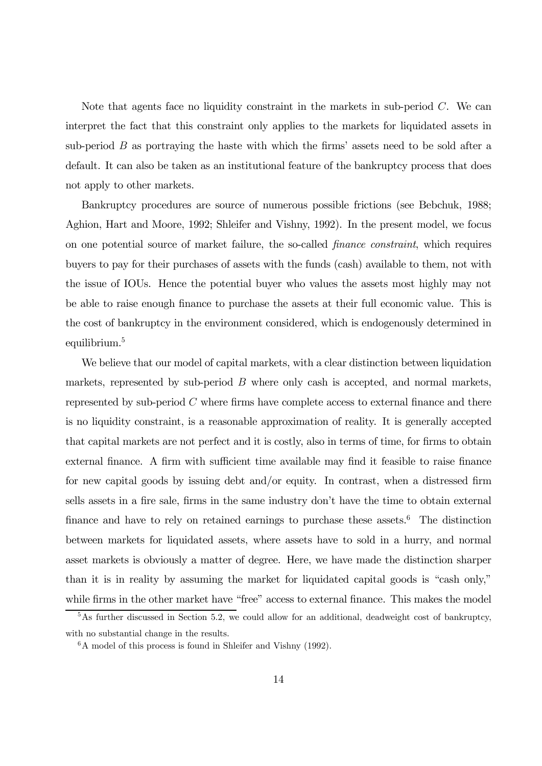Note that agents face no liquidity constraint in the markets in sub-period $C$. We can interpret the fact that this constraint only applies to the markets for liquidated assets in sub-period $B$ as portraying the haste with which the firms' assets need to be sold after a default. It can also be taken as an institutional feature of the bankruptcy process that does not apply to other markets.

Bankruptcy procedures are source of numerous possible frictions (see Bebchuk, 1988; Aghion, Hart and Moore, 1992; Shleifer and Vishny, 1992). In the present model, we focus on one potential source of market failure, the so-called *finance constraint*, which requires buyers to pay for their purchases of assets with the funds (cash) available to them, not with the issue of IOUs. Hence the potential buyer who values the assets most highly may not be able to raise enough finance to purchase the assets at their full economic value. This is the cost of bankruptcy in the environment considered, which is endogenously determined in equilibrium.[5]

We believe that our model of capital markets, with a clear distinction between liquidation markets, represented by sub-period $B$ where only cash is accepted, and normal markets, represented by sub-period $C$ where firms have complete access to external finance and there is no liquidity constraint, is a reasonable approximation of reality. It is generally accepted that capital markets are not perfect and it is costly, also in terms of time, for firms to obtain external finance. A firm with sufficient time available may find it feasible to raise finance for new capital goods by issuing debt and/or equity. In contrast, when a distressed firm sells assets in a fire sale, firms in the same industry don't have the time to obtain external finance and have to rely on retained earnings to purchase these assets.[6] The distinction between markets for liquidated assets, where assets have to sold in a hurry, and normal asset markets is obviously a matter of degree. Here, we have made the distinction sharper than it is in reality by assuming the market for liquidated capital goods is "cash only," while firms in the other market have "free" access to external finance. This makes the model

[5] As further discussed in Section 5.2, we could allow for an additional, deadweight cost of bankruptcy, with no substantial change in the results.

[6] A model of this process is found in Shleifer and Vishny (1992).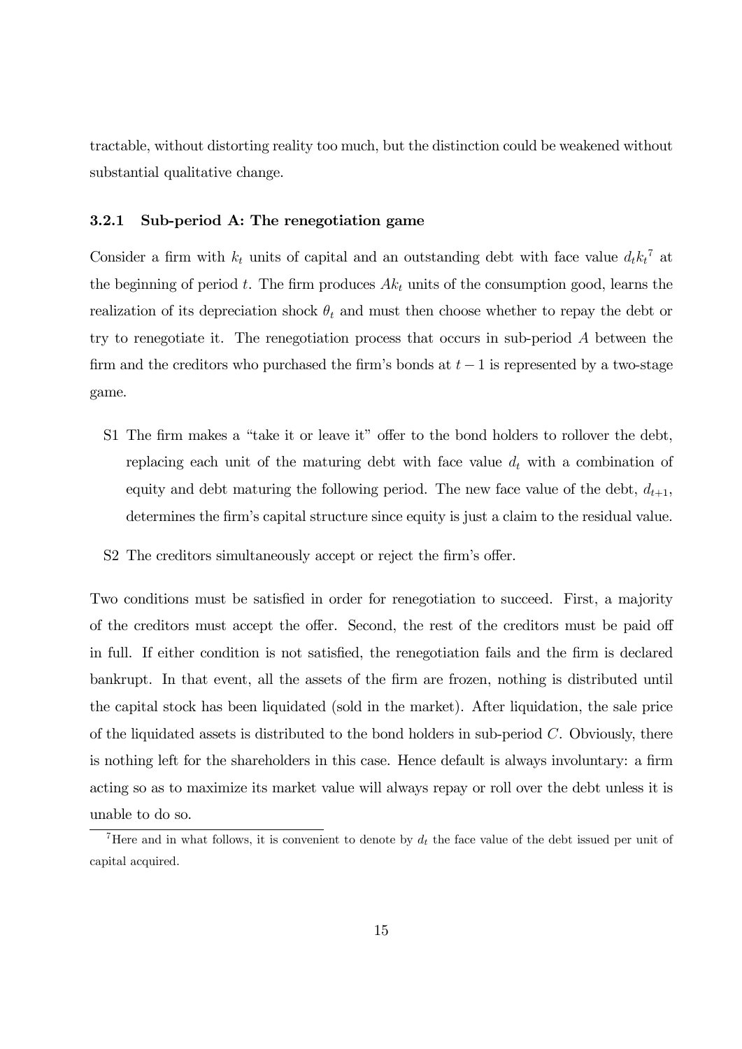tractable, without distorting reality too much, but the distinction could be weakened without substantial qualitative change.

### 3.2.1 Sub-period A: The renegotiation game

Consider a firm with $k_t$ units of capital and an outstanding debt with face value $d_t k_t$[7] at the beginning of period $t$. The firm produces $Ak_t$ units of the consumption good, learns the realization of its depreciation shock $\theta_t$ and must then choose whether to repay the debt or try to renegotiate it. The renegotiation process that occurs in sub-period $A$ between the firm and the creditors who purchased the firm's bonds at $t-1$ is represented by a two-stage game.

- S1 The firm makes a "take it or leave it" offer to the bond holders to rollover the debt, replacing each unit of the maturing debt with face value $d_t$ with a combination of equity and debt maturing the following period. The new face value of the debt, $d_{t+1}$, determines the firm's capital structure since equity is just a claim to the residual value.
- S2 The creditors simultaneously accept or reject the firm's offer.

Two conditions must be satisfied in order for renegotiation to succeed. First, a majority of the creditors must accept the offer. Second, the rest of the creditors must be paid off in full. If either condition is not satisfied, the renegotiation fails and the firm is declared bankrupt. In that event, all the assets of the firm are frozen, nothing is distributed until the capital stock has been liquidated (sold in the market). After liquidation, the sale price of the liquidated assets is distributed to the bond holders in sub-period $C$. Obviously, there is nothing left for the shareholders in this case. Hence default is always involuntary: a firm acting so as to maximize its market value will always repay or roll over the debt unless it is unable to do so.

[7] Here and in what follows, it is convenient to denote by $d_t$ the face value of the debt issued per unit of capital acquired.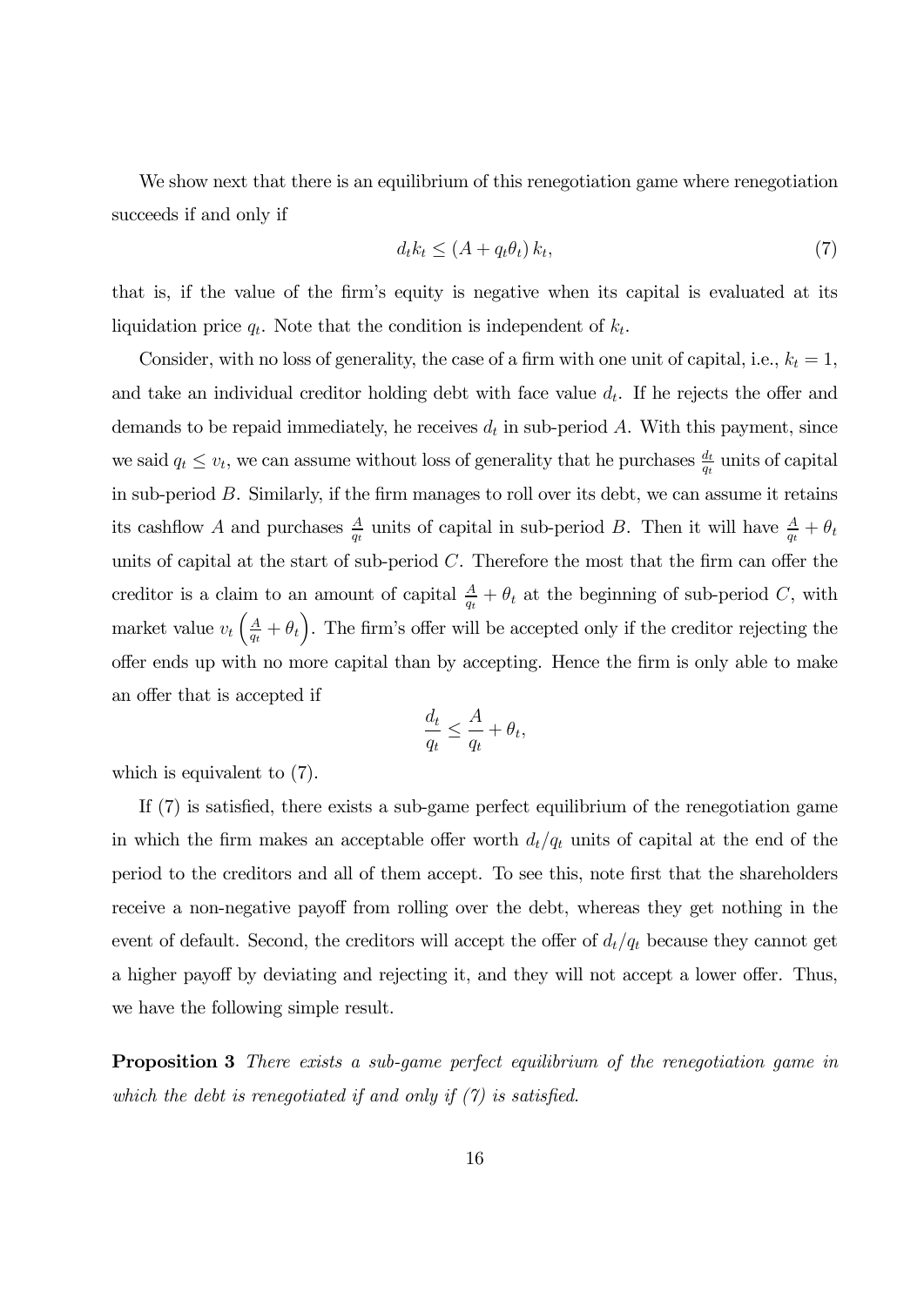We show next that there is an equilibrium of this renegotiation game where renegotiation succeeds if and only if

$$d_t k_t \leq (A + q_t \theta_t) k_t, \tag{7}$$

that is, if the value of the firm's equity is negative when its capital is evaluated at its liquidation price $q_t$. Note that the condition is independent of $k_t$.

Consider, with no loss of generality, the case of a firm with one unit of capital, i.e., $k_t = 1$, and take an individual creditor holding debt with face value $d_t$. If he rejects the offer and demands to be repaid immediately, he receives $d_t$ in sub-period $A$. With this payment, since we said $q_t \leq v_t$, we can assume without loss of generality that he purchases $\frac{d_t}{q_t}$ units of capital in sub-period $B$. Similarly, if the firm manages to roll over its debt, we can assume it retains its cashflow $A$ and purchases $\frac{A}{q_t}$ units of capital in sub-period $B$. Then it will have $\frac{A}{q_t} + \theta_t$ units of capital at the start of sub-period $C$. Therefore the most that the firm can offer the creditor is a claim to an amount of capital $\frac{A}{q_t} + \theta_t$ at the beginning of sub-period $C$, with market value $v_t \left( \frac{A}{q_t} + \theta_t \right)$. The firm's offer will be accepted only if the creditor rejecting the offer ends up with no more capital than by accepting. Hence the firm is only able to make an offer that is accepted if

$$\frac{d_t}{q_t} \leq \frac{A}{q_t} + \theta_t,$$

which is equivalent to (7).

If (7) is satisfied, there exists a sub-game perfect equilibrium of the renegotiation game in which the firm makes an acceptable offer worth $d_t/q_t$ units of capital at the end of the period to the creditors and all of them accept. To see this, note first that the shareholders receive a non-negative payoff from rolling over the debt, whereas they get nothing in the event of default. Second, the creditors will accept the offer of $d_t/q_t$ because they cannot get a higher payoff by deviating and rejecting it, and they will not accept a lower offer. Thus, we have the following simple result.

**Proposition 3** *There exists a sub-game perfect equilibrium of the renegotiation game in which the debt is renegotiated if and only if (7) is satisfied.*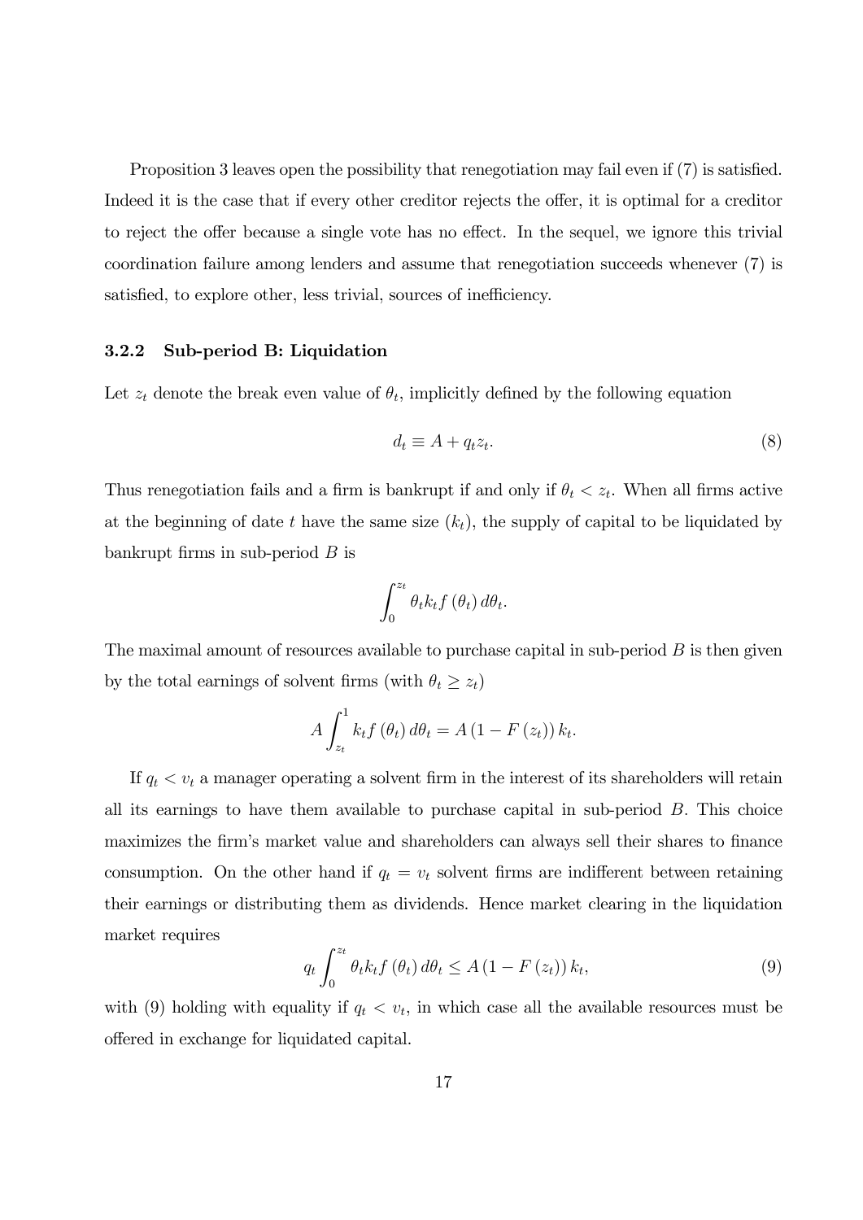Proposition 3 leaves open the possibility that renegotiation may fail even if (7) is satisfied. Indeed it is the case that if every other creditor rejects the offer, it is optimal for a creditor to reject the offer because a single vote has no effect. In the sequel, we ignore this trivial coordination failure among lenders and assume that renegotiation succeeds whenever (7) is satisfied, to explore other, less trivial, sources of inefficiency.

### 3.2.2 Sub-period B: Liquidation

Let $z_t$ denote the break even value of $\theta_t$, implicitly defined by the following equation

$$d_t \equiv A + q_t z_t. \tag{8}$$

Thus renegotiation fails and a firm is bankrupt if and only if $\theta_t < z_t$. When all firms active at the beginning of date $t$ have the same size ($k_t$), the supply of capital to be liquidated by bankrupt firms in sub-period $B$ is

$$\int_0^{z_t} \theta_t k_t f(\theta_t)\, d\theta_t.$$

The maximal amount of resources available to purchase capital in sub-period $B$ is then given by the total earnings of solvent firms (with $\theta_t \geq z_t$)

$$A \int_{z_t}^{1} k_t f(\theta_t)\, d\theta_t = A(1 - F(z_t))\, k_t.$$

If $q_t < v_t$ a manager operating a solvent firm in the interest of its shareholders will retain all its earnings to have them available to purchase capital in sub-period $B$. This choice maximizes the firm's market value and shareholders can always sell their shares to finance consumption. On the other hand if $q_t = v_t$ solvent firms are indifferent between retaining their earnings or distributing them as dividends. Hence market clearing in the liquidation market requires

$$q_t \int_0^{z_t} \theta_t k_t f(\theta_t)\, d\theta_t \leq A(1 - F(z_t))\, k_t, \tag{9}$$

with (9) holding with equality if $q_t < v_t$, in which case all the available resources must be offered in exchange for liquidated capital.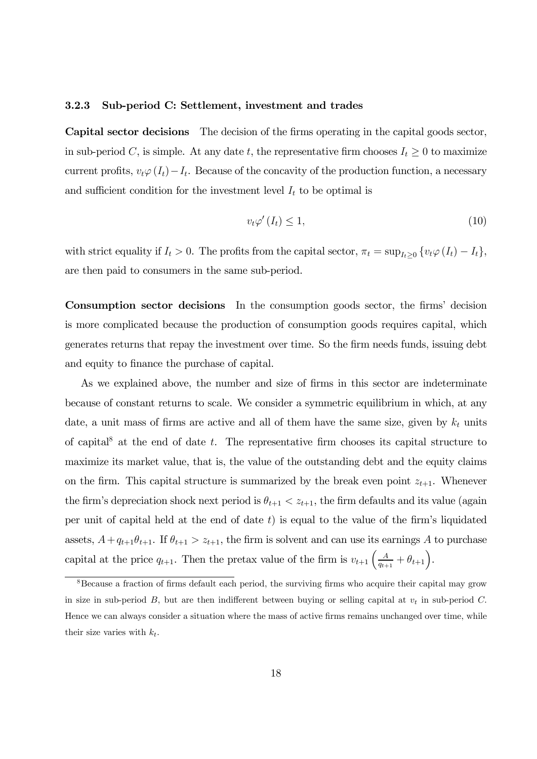### 3.2.3 Sub-period C: Settlement, investment and trades

**Capital sector decisions** The decision of the firms operating in the capital goods sector, in sub-period $C$, is simple. At any date $t$, the representative firm chooses $I_t \geq 0$ to maximize current profits, $v_t \varphi(I_t) - I_t$. Because of the concavity of the production function, a necessary and sufficient condition for the investment level $I_t$ to be optimal is

$$v_t \varphi'(I_t) \leq 1, \tag{10}$$

with strict equality if $I_t > 0$. The profits from the capital sector, $\pi_t = \sup_{I_t \geq 0} \{v_t \varphi(I_t) - I_t\}$, are then paid to consumers in the same sub-period.

**Consumption sector decisions** In the consumption goods sector, the firms' decision is more complicated because the production of consumption goods requires capital, which generates returns that repay the investment over time. So the firm needs funds, issuing debt and equity to finance the purchase of capital.

As we explained above, the number and size of firms in this sector are indeterminate because of constant returns to scale. We consider a symmetric equilibrium in which, at any date, a unit mass of firms are active and all of them have the same size, given by $k_t$ units of capital[8] at the end of date $t$. The representative firm chooses its capital structure to maximize its market value, that is, the value of the outstanding debt and the equity claims on the firm. This capital structure is summarized by the break even point $z_{t+1}$. Whenever the firm's depreciation shock next period is $\theta_{t+1} < z_{t+1}$, the firm defaults and its value (again per unit of capital held at the end of date $t$) is equal to the value of the firm's liquidated assets, $A + q_{t+1}\theta_{t+1}$. If $\theta_{t+1} > z_{t+1}$, the firm is solvent and can use its earnings $A$ to purchase capital at the price $q_{t+1}$. Then the pretax value of the firm is $v_{t+1}\left(\frac{A}{q_{t+1}} + \theta_{t+1}\right)$.

[8] Because a fraction of firms default each period, the surviving firms who acquire their capital may grow in size in sub-period $B$, but are then indifferent between buying or selling capital at $v_t$ in sub-period $C$. Hence we can always consider a situation where the mass of active firms remains unchanged over time, while their size varies with $k_t$.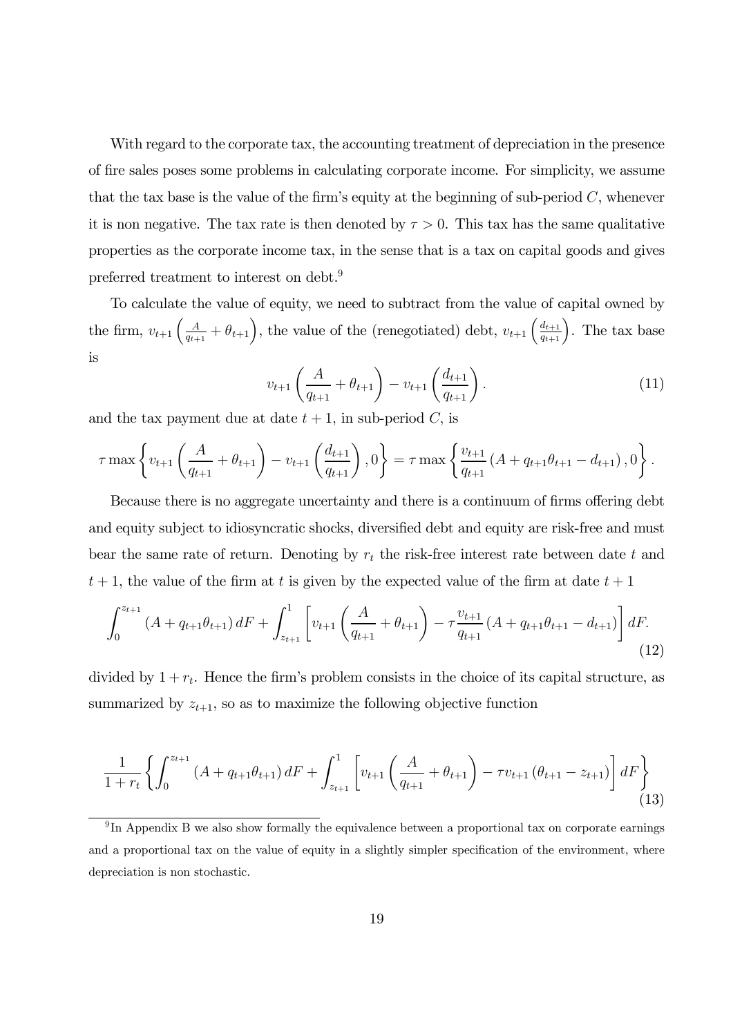With regard to the corporate tax, the accounting treatment of depreciation in the presence of fire sales poses some problems in calculating corporate income. For simplicity, we assume that the tax base is the value of the firm's equity at the beginning of sub-period $C$, whenever it is non negative. The tax rate is then denoted by $\tau > 0$. This tax has the same qualitative properties as the corporate income tax, in the sense that is a tax on capital goods and gives preferred treatment to interest on debt.[9]

To calculate the value of equity, we need to subtract from the value of capital owned by the firm, $v_{t+1}\left(\frac{A}{q_{t+1}} + \theta_{t+1}\right)$, the value of the (renegotiated) debt, $v_{t+1}\left(\frac{d_{t+1}}{q_{t+1}}\right)$. The tax base is

$$v_{t+1}\left(\frac{A}{q_{t+1}} + \theta_{t+1}\right) - v_{t+1}\left(\frac{d_{t+1}}{q_{t+1}}\right). \tag{11}$$

and the tax payment due at date $t+1$, in sub-period $C$, is

$$\tau \max\left\{v_{t+1}\left(\frac{A}{q_{t+1}} + \theta_{t+1}\right) - v_{t+1}\left(\frac{d_{t+1}}{q_{t+1}}\right), 0\right\} = \tau \max\left\{\frac{v_{t+1}}{q_{t+1}}\left(A + q_{t+1}\theta_{t+1} - d_{t+1}\right), 0\right\}.$$

Because there is no aggregate uncertainty and there is a continuum of firms offering debt and equity subject to idiosyncratic shocks, diversified debt and equity are risk-free and must bear the same rate of return. Denoting by $r_t$ the risk-free interest rate between date $t$ and $t+1$, the value of the firm at $t$ is given by the expected value of the firm at date $t+1$

$$\int_0^{z_{t+1}} \left(A + q_{t+1}\theta_{t+1}\right) dF + \int_{z_{t+1}}^1 \left[v_{t+1}\left(\frac{A}{q_{t+1}} + \theta_{t+1}\right) - \tau\frac{v_{t+1}}{q_{t+1}}\left(A + q_{t+1}\theta_{t+1} - d_{t+1}\right)\right] dF. \tag{12}$$

divided by $1 + r_t$. Hence the firm's problem consists in the choice of its capital structure, as summarized by $z_{t+1}$, so as to maximize the following objective function

$$\frac{1}{1+r_t}\left\{\int_0^{z_{t+1}} \left(A + q_{t+1}\theta_{t+1}\right) dF + \int_{z_{t+1}}^1 \left[v_{t+1}\left(\frac{A}{q_{t+1}} + \theta_{t+1}\right) - \tau v_{t+1}\left(\theta_{t+1} - z_{t+1}\right)\right] dF\right\} \tag{13}$$

[9] In Appendix B we also show formally the equivalence between a proportional tax on corporate earnings and a proportional tax on the value of equity in a slightly simpler specification of the environment, where depreciation is non stochastic.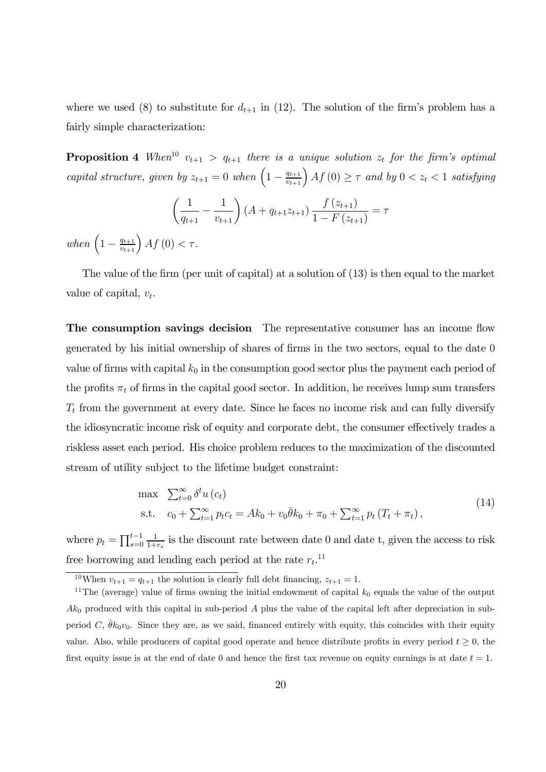where we used (8) to substitute for $d_{t+1}$ in (12). The solution of the firm's problem has a fairly simple characterization:

**Proposition 4** *When*[10] $v_{t+1} > q_{t+1}$ *there is a unique solution* $z_t$ *for the firm's optimal capital structure, given by* $z_{t+1} = 0$ *when* $\left(1 - \frac{q_{t+1}}{v_{t+1}}\right) Af(0) \geq \tau$ *and by* $0 < z_t < 1$ *satisfying*

$$\left(\frac{1}{q_{t+1}} - \frac{1}{v_{t+1}}\right)(A + q_{t+1}z_{t+1}) \frac{f(z_{t+1})}{1 - F(z_{t+1})} = \tau$$

*when* $\left(1 - \frac{q_{t+1}}{v_{t+1}}\right) Af(0) < \tau$.

The value of the firm (per unit of capital) at a solution of (13) is then equal to the market value of capital, $v_t$.

**The consumption savings decision** The representative consumer has an income flow generated by his initial ownership of shares of firms in the two sectors, equal to the date 0 value of firms with capital $k_0$ in the consumption good sector plus the payment each period of the profits $\pi_t$ of firms in the capital good sector. In addition, he receives lump sum transfers $T_t$ from the government at every date. Since he faces no income risk and can fully diversify the idiosyncratic income risk of equity and corporate debt, the consumer effectively trades a riskless asset each period. His choice problem reduces to the maximization of the discounted stream of utility subject to the lifetime budget constraint:

$$\begin{array}{ll} \max & \sum_{t=0}^{\infty} \delta^t u(c_t) \\ \text{s.t.} & c_0 + \sum_{t=1}^{\infty} p_t c_t = Ak_0 + v_0 \bar{\theta} k_0 + \pi_0 + \sum_{t=1}^{\infty} p_t (T_t + \pi_t), \end{array} \tag{14}$$

where $p_t = \prod_{s=0}^{t-1} \frac{1}{1+r_s}$ is the discount rate between date 0 and date t, given the access to risk free borrowing and lending each period at the rate $r_t$.[11]

[10] When $v_{t+1} = q_{t+1}$ the solution is clearly full debt financing, $z_{t+1} = 1$.

[11] The (average) value of firms owning the initial endowment of capital $k_0$ equals the value of the output $Ak_0$ produced with this capital in sub-period $A$ plus the value of the capital left after depreciation in sub-period $C$, $\bar{\theta} k_0 v_0$. Since they are, as we said, financed entirely with equity, this coincides with their equity value. Also, while producers of capital good operate and hence distribute profits in every period $t \geq 0$, the first equity issue is at the end of date 0 and hence the first tax revenue on equity earnings is at date $t = 1$.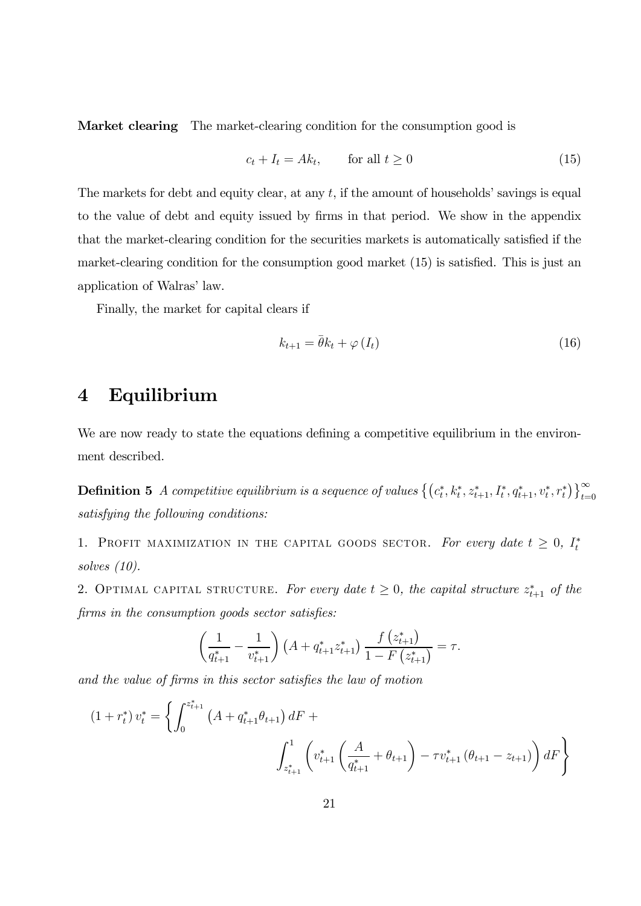**Market clearing** The market-clearing condition for the consumption good is

$$c_t + I_t = Ak_t, \qquad \text{for all } t \geq 0 \tag{15}$$

The markets for debt and equity clear, at any $t$, if the amount of households' savings is equal to the value of debt and equity issued by firms in that period. We show in the appendix that the market-clearing condition for the securities markets is automatically satisfied if the market-clearing condition for the consumption good market (15) is satisfied. This is just an application of Walras' law.

Finally, the market for capital clears if

$$k_{t+1} = \bar{\theta} k_t + \varphi(I_t) \tag{16}$$

# 4 Equilibrium

We are now ready to state the equations defining a competitive equilibrium in the environment described.

**Definition 5** *A competitive equilibrium is a sequence of values $\left\{\left(c_t^*, k_t^*, z_{t+1}^*, I_t^*, q_{t+1}^*, v_t^*, r_t^*\right)\right\}_{t=0}^{\infty}$ satisfying the following conditions:*

1. Profit maximization in the capital goods sector. *For every date $t \geq 0$, $I_t^*$ solves (10).*

2. Optimal capital structure. *For every date $t \geq 0$, the capital structure $z_{t+1}^*$ of the firms in the consumption goods sector satisfies:*

$$\left(\frac{1}{q_{t+1}^*} - \frac{1}{v_{t+1}^*}\right)\left(A + q_{t+1}^* z_{t+1}^*\right)\frac{f\left(z_{t+1}^*\right)}{1 - F\left(z_{t+1}^*\right)} = \tau.$$

*and the value of firms in this sector satisfies the law of motion*

$$\left(1 + r_t^*\right) v_t^* = \left\{\int_0^{z_{t+1}^*}\left(A + q_{t+1}^*\theta_{t+1}\right) dF + \int_{z_{t+1}^*}^1 \left(v_{t+1}^*\left(\frac{A}{q_{t+1}^*} + \theta_{t+1}\right) - \tau v_{t+1}^*\left(\theta_{t+1} - z_{t+1}\right)\right) dF\right\}$$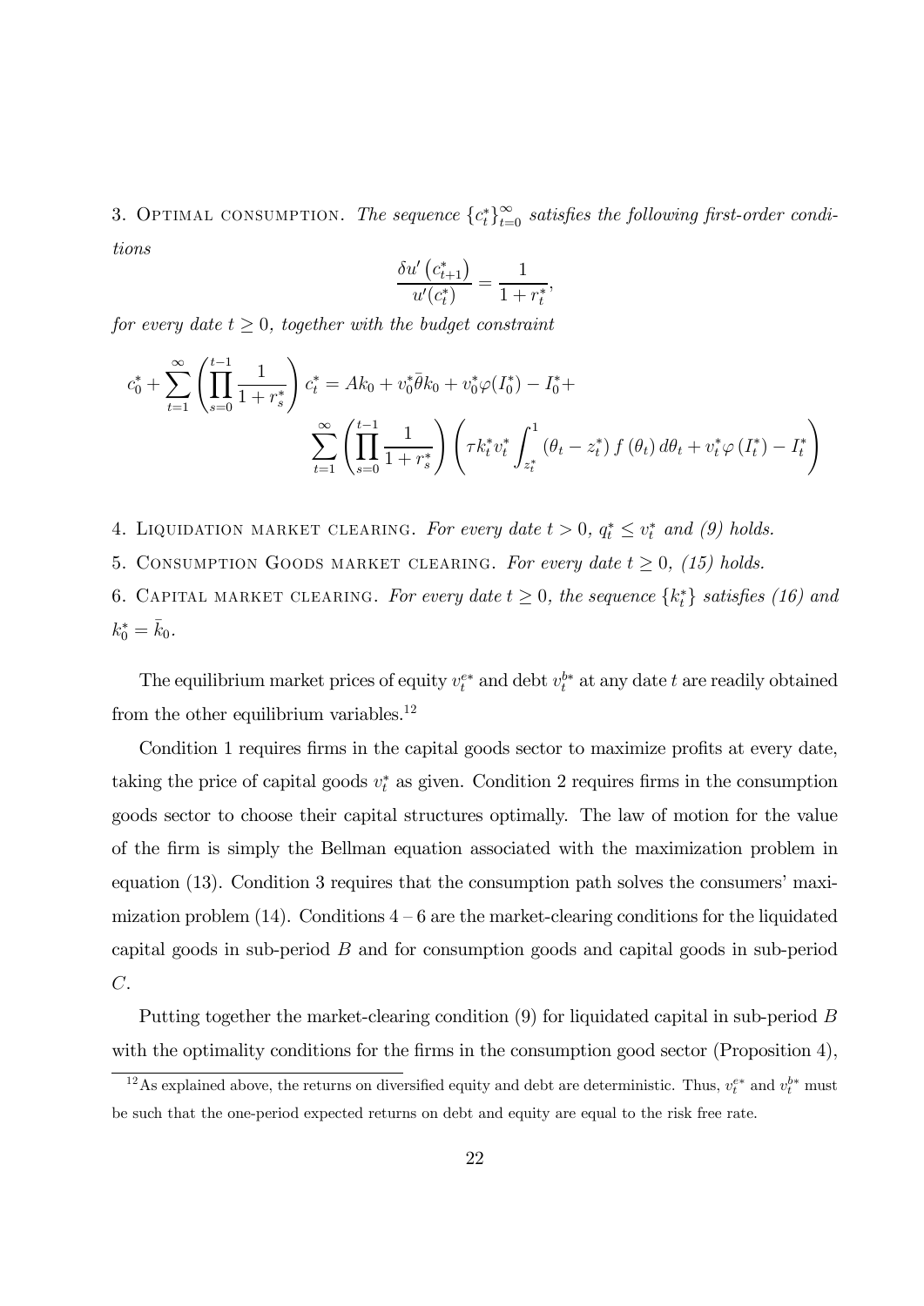3. Optimal consumption. *The sequence $\{c_t^*\}_{t=0}^{\infty}$ satisfies the following first-order conditions*

$$\frac{\delta u'\left(c_{t+1}^*\right)}{u'(c_t^*)} = \frac{1}{1+r_t^*},$$

*for every date $t \geq 0$, together with the budget constraint*

$$c_0^* + \sum_{t=1}^{\infty}\left(\prod_{s=0}^{t-1}\frac{1}{1+r_s^*}\right)c_t^* = Ak_0 + v_0^*\bar{\theta}k_0 + v_0^*\varphi(I_0^*) - I_0^* + \sum_{t=1}^{\infty}\left(\prod_{s=0}^{t-1}\frac{1}{1+r_s^*}\right)\left(\tau k_t^* v_t^* \int_{z_t^*}^{1}\left(\theta_t - z_t^*\right)f\left(\theta_t\right)d\theta_t + v_t^*\varphi\left(I_t^*\right) - I_t^*\right)$$

4. Liquidation market clearing. *For every date $t > 0$, $q_t^* \leq v_t^*$ and (9) holds.*

5. Consumption Goods market clearing. *For every date $t \geq 0$, (15) holds.*

6. Capital market clearing. *For every date $t \geq 0$, the sequence $\{k_t^*\}$ satisfies (16) and $k_0^* = \bar{k}_0$.*

The equilibrium market prices of equity $v_t^{e*}$ and debt $v_t^{b*}$ at any date $t$ are readily obtained from the other equilibrium variables.[12]

Condition 1 requires firms in the capital goods sector to maximize profits at every date, taking the price of capital goods $v_t^*$ as given. Condition 2 requires firms in the consumption goods sector to choose their capital structures optimally. The law of motion for the value of the firm is simply the Bellman equation associated with the maximization problem in equation (13). Condition 3 requires that the consumption path solves the consumers' maximization problem (14). Conditions 4 – 6 are the market-clearing conditions for the liquidated capital goods in sub-period $B$ and for consumption goods and capital goods in sub-period $C$.

Putting together the market-clearing condition (9) for liquidated capital in sub-period $B$ with the optimality conditions for the firms in the consumption good sector (Proposition 4),

[12] As explained above, the returns on diversified equity and debt are deterministic. Thus, $v_t^{e*}$ and $v_t^{b*}$ must be such that the one-period expected returns on debt and equity are equal to the risk free rate.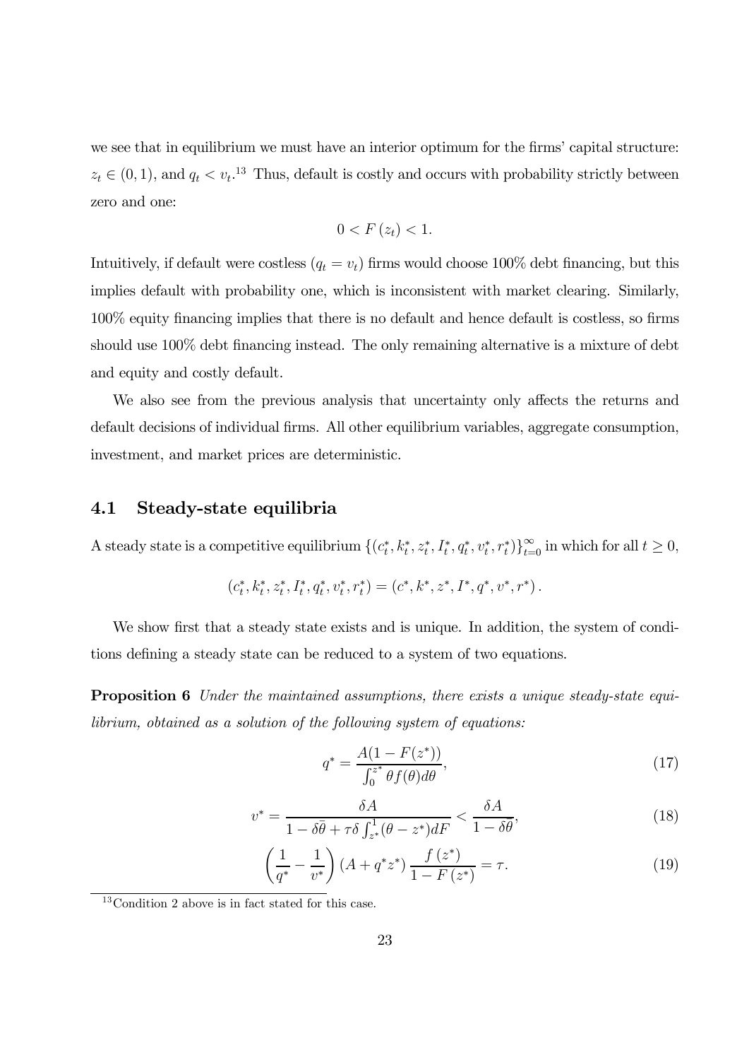we see that in equilibrium we must have an interior optimum for the firms' capital structure: $z_t \in (0, 1)$, and $q_t < v_t$.[13] Thus, default is costly and occurs with probability strictly between zero and one:

$$0 < F(z_t) < 1.$$

Intuitively, if default were costless ($q_t = v_t$) firms would choose 100% debt financing, but this implies default with probability one, which is inconsistent with market clearing. Similarly, 100% equity financing implies that there is no default and hence default is costless, so firms should use 100% debt financing instead. The only remaining alternative is a mixture of debt and equity and costly default.

We also see from the previous analysis that uncertainty only affects the returns and default decisions of individual firms. All other equilibrium variables, aggregate consumption, investment, and market prices are deterministic.

## 4.1 Steady-state equilibria

A steady state is a competitive equilibrium $\{(c_t^*, k_t^*, z_t^*, I_t^*, q_t^*, v_t^*, r_t^*)\}_{t=0}^{\infty}$ in which for all $t \geq 0$,

$$(c_t^*, k_t^*, z_t^*, I_t^*, q_t^*, v_t^*, r_t^*) = (c^*, k^*, z^*, I^*, q^*, v^*, r^*).$$

We show first that a steady state exists and is unique. In addition, the system of conditions defining a steady state can be reduced to a system of two equations.

**Proposition 6** *Under the maintained assumptions, there exists a unique steady-state equilibrium, obtained as a solution of the following system of equations:*

$$q^* = \frac{A(1 - F(z^*))}{\int_0^{z^*} \theta f(\theta) d\theta}, \tag{17}$$

$$v^* = \frac{\delta A}{1 - \delta\bar{\theta} + \tau\delta \int_{z^*}^{1} (\theta - z^*) dF} < \frac{\delta A}{1 - \delta\bar{\theta}}, \tag{18}$$

$$\left(\frac{1}{q^*} - \frac{1}{v^*}\right)(A + q^* z^*) \frac{f(z^*)}{1 - F(z^*)} = \tau. \tag{19}$$

[13] Condition 2 above is in fact stated for this case.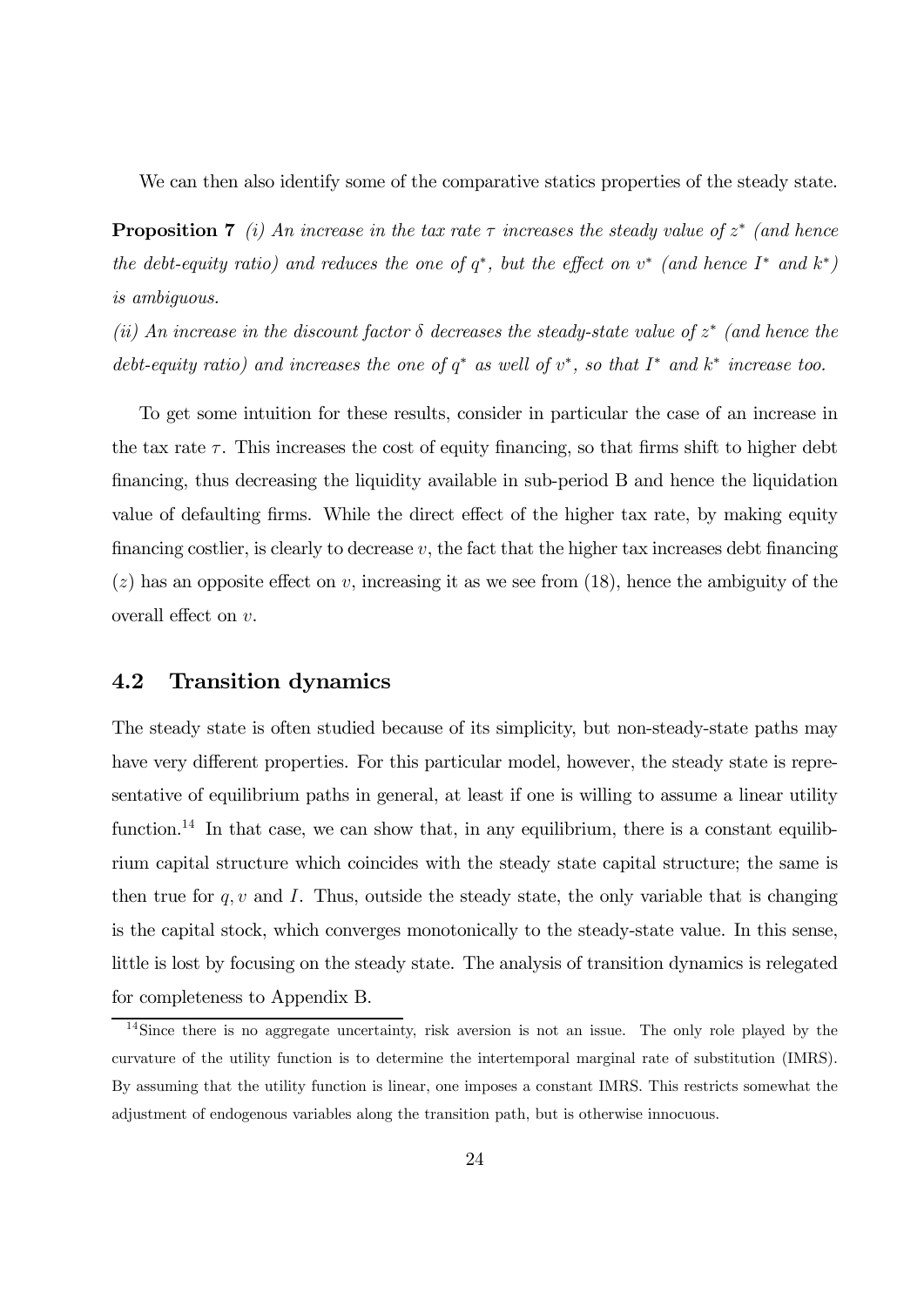We can then also identify some of the comparative statics properties of the steady state.

**Proposition 7** *(i) An increase in the tax rate $\tau$ increases the steady value of $z^*$ (and hence the debt-equity ratio) and reduces the one of $q^*$, but the effect on $v^*$ (and hence $I^*$ and $k^*$) is ambiguous.*

*(ii) An increase in the discount factor $\delta$ decreases the steady-state value of $z^*$ (and hence the debt-equity ratio) and increases the one of $q^*$ as well of $v^*$, so that $I^*$ and $k^*$ increase too.*

To get some intuition for these results, consider in particular the case of an increase in the tax rate $\tau$. This increases the cost of equity financing, so that firms shift to higher debt financing, thus decreasing the liquidity available in sub-period B and hence the liquidation value of defaulting firms. While the direct effect of the higher tax rate, by making equity financing costlier, is clearly to decrease $v$, the fact that the higher tax increases debt financing $(z)$ has an opposite effect on $v$, increasing it as we see from (18), hence the ambiguity of the overall effect on $v$.

## 4.2 Transition dynamics

The steady state is often studied because of its simplicity, but non-steady-state paths may have very different properties. For this particular model, however, the steady state is representative of equilibrium paths in general, at least if one is willing to assume a linear utility function.[14] In that case, we can show that, in any equilibrium, there is a constant equilibrium capital structure which coincides with the steady state capital structure; the same is then true for $q, v$ and $I$. Thus, outside the steady state, the only variable that is changing is the capital stock, which converges monotonically to the steady-state value. In this sense, little is lost by focusing on the steady state. The analysis of transition dynamics is relegated for completeness to Appendix B.

[14] Since there is no aggregate uncertainty, risk aversion is not an issue. The only role played by the curvature of the utility function is to determine the intertemporal marginal rate of substitution (IMRS). By assuming that the utility function is linear, one imposes a constant IMRS. This restricts somewhat the adjustment of endogenous variables along the transition path, but is otherwise innocuous.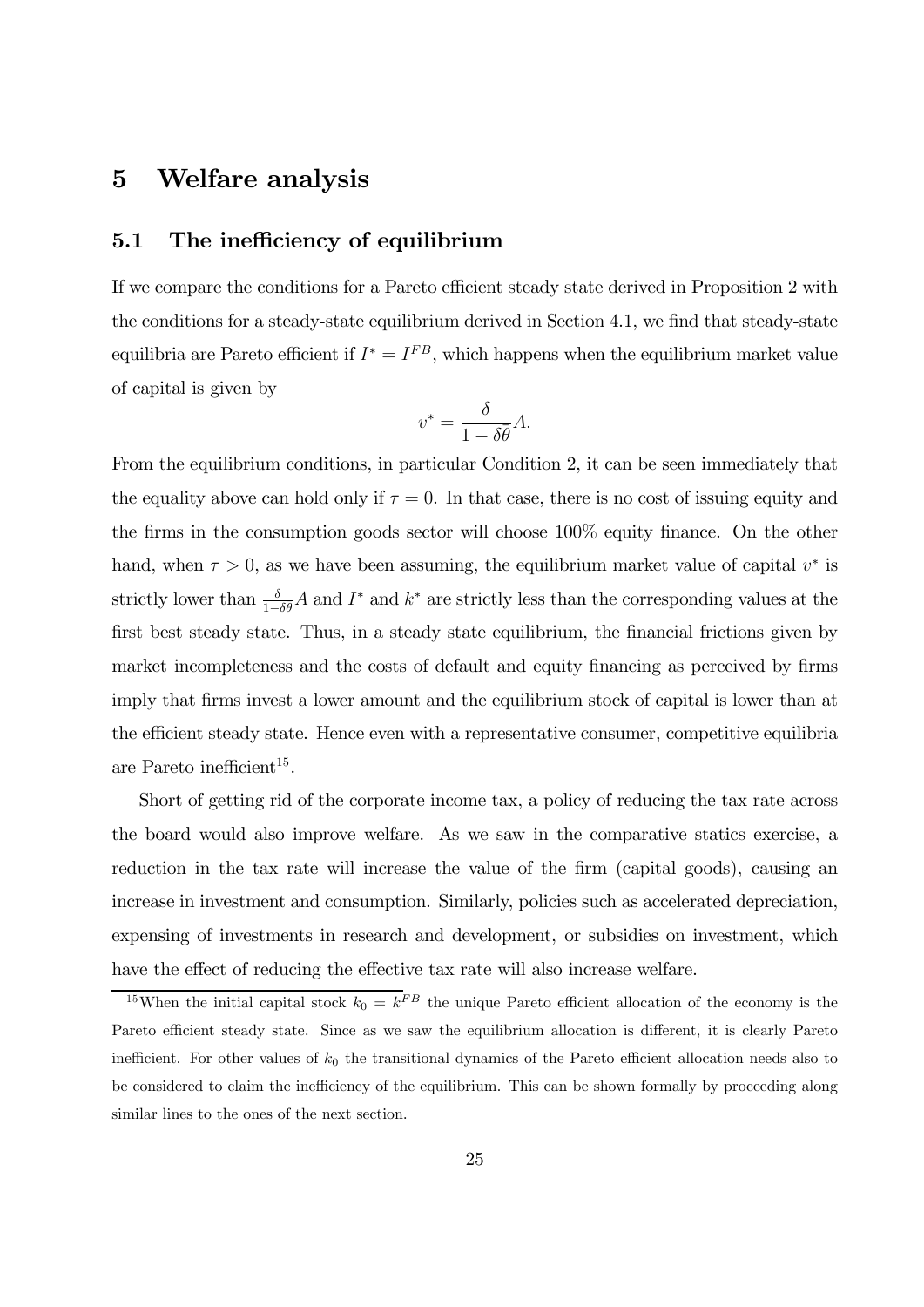# 5 Welfare analysis

## 5.1 The inefficiency of equilibrium

If we compare the conditions for a Pareto efficient steady state derived in Proposition 2 with the conditions for a steady-state equilibrium derived in Section 4.1, we find that steady-state equilibria are Pareto efficient if $I^* = I^{FB}$, which happens when the equilibrium market value of capital is given by

$$v^* = \frac{\delta}{1 - \delta\theta} A.$$

From the equilibrium conditions, in particular Condition 2, it can be seen immediately that the equality above can hold only if $\tau = 0$. In that case, there is no cost of issuing equity and the firms in the consumption goods sector will choose 100% equity finance. On the other hand, when $\tau > 0$, as we have been assuming, the equilibrium market value of capital $v^*$ is strictly lower than $\frac{\delta}{1-\delta\theta} A$ and $I^*$ and $k^*$ are strictly less than the corresponding values at the first best steady state. Thus, in a steady state equilibrium, the financial frictions given by market incompleteness and the costs of default and equity financing as perceived by firms imply that firms invest a lower amount and the equilibrium stock of capital is lower than at the efficient steady state. Hence even with a representative consumer, competitive equilibria are Pareto inefficient[15].

Short of getting rid of the corporate income tax, a policy of reducing the tax rate across the board would also improve welfare. As we saw in the comparative statics exercise, a reduction in the tax rate will increase the value of the firm (capital goods), causing an increase in investment and consumption. Similarly, policies such as accelerated depreciation, expensing of investments in research and development, or subsidies on investment, which have the effect of reducing the effective tax rate will also increase welfare.

[15] When the initial capital stock $k_0 = k^{FB}$ the unique Pareto efficient allocation of the economy is the Pareto efficient steady state. Since as we saw the equilibrium allocation is different, it is clearly Pareto inefficient. For other values of $k_0$ the transitional dynamics of the Pareto efficient allocation needs also to be considered to claim the inefficiency of the equilibrium. This can be shown formally by proceeding along similar lines to the ones of the next section.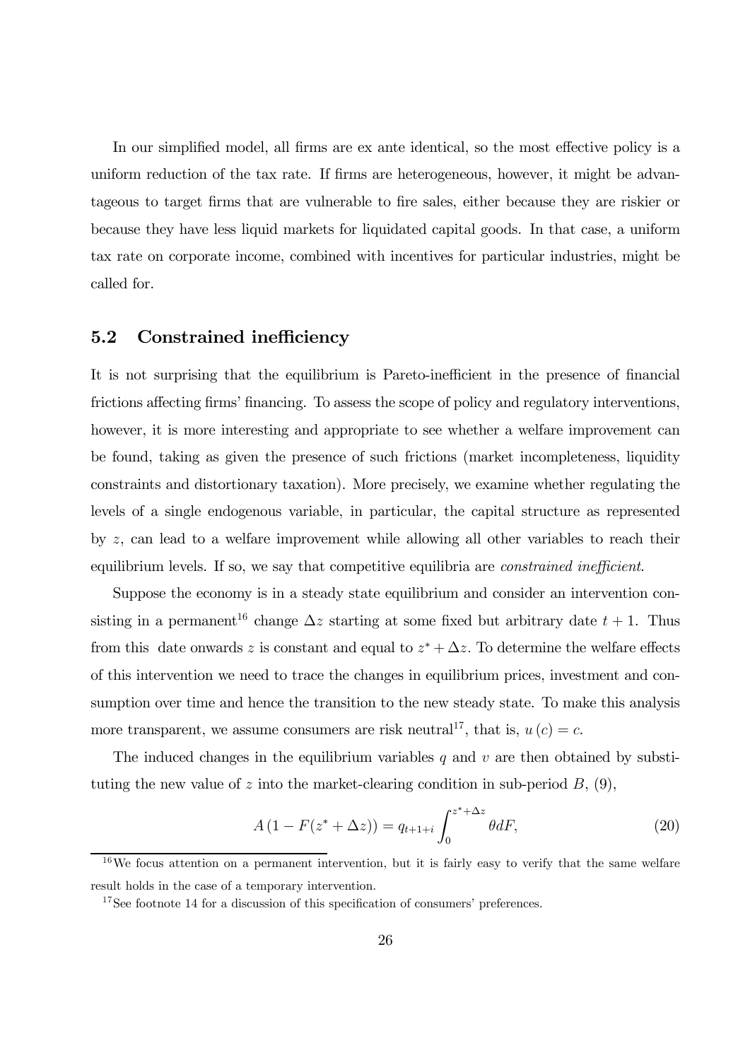In our simplified model, all firms are ex ante identical, so the most effective policy is a uniform reduction of the tax rate. If firms are heterogeneous, however, it might be advantageous to target firms that are vulnerable to fire sales, either because they are riskier or because they have less liquid markets for liquidated capital goods. In that case, a uniform tax rate on corporate income, combined with incentives for particular industries, might be called for.

## 5.2 Constrained inefficiency

It is not surprising that the equilibrium is Pareto-inefficient in the presence of financial frictions affecting firms' financing. To assess the scope of policy and regulatory interventions, however, it is more interesting and appropriate to see whether a welfare improvement can be found, taking as given the presence of such frictions (market incompleteness, liquidity constraints and distortionary taxation). More precisely, we examine whether regulating the levels of a single endogenous variable, in particular, the capital structure as represented by $z$, can lead to a welfare improvement while allowing all other variables to reach their equilibrium levels. If so, we say that competitive equilibria are *constrained inefficient*.

Suppose the economy is in a steady state equilibrium and consider an intervention consisting in a permanent[16] change $\Delta z$ starting at some fixed but arbitrary date $t+1$. Thus from this date onwards $z$ is constant and equal to $z^* + \Delta z$. To determine the welfare effects of this intervention we need to trace the changes in equilibrium prices, investment and consumption over time and hence the transition to the new steady state. To make this analysis more transparent, we assume consumers are risk neutral[17], that is, $u(c) = c$.

The induced changes in the equilibrium variables $q$ and $v$ are then obtained by substituting the new value of $z$ into the market-clearing condition in sub-period $B$, (9),

$$A\left(1 - F(z^* + \Delta z)\right) = q_{t+1+i} \int_0^{z^*+\Delta z} \theta dF, \tag{20}$$

[16] We focus attention on a permanent intervention, but it is fairly easy to verify that the same welfare result holds in the case of a temporary intervention.

[17] See footnote 14 for a discussion of this specification of consumers' preferences.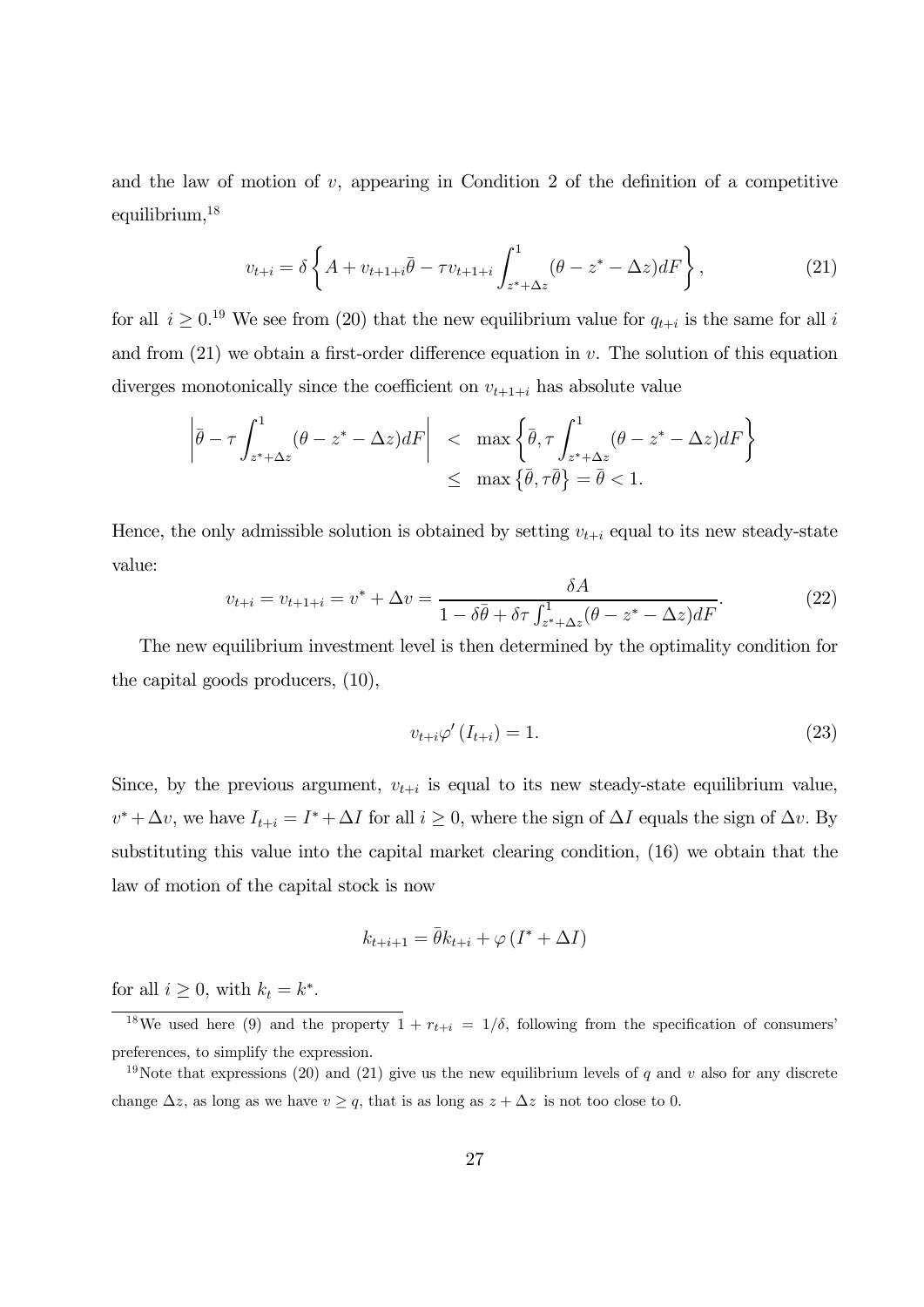and the law of motion of $v$, appearing in Condition 2 of the definition of a competitive equilibrium,[18]

$$v_{t+i} = \delta \left\{ A + v_{t+1+i}\bar{\theta} - \tau v_{t+1+i} \int_{z^*+\Delta z}^{1} (\theta - z^* - \Delta z) dF \right\}, \tag{21}$$

for all $i \geq 0$.[19] We see from (20) that the new equilibrium value for $q_{t+i}$ is the same for all $i$ and from (21) we obtain a first-order difference equation in $v$. The solution of this equation diverges monotonically since the coefficient on $v_{t+1+i}$ has absolute value

$$\begin{aligned} \left| \bar{\theta} - \tau \int_{z^*+\Delta z}^{1} (\theta - z^* - \Delta z) dF \right| &< \max \left\{ \bar{\theta}, \tau \int_{z^*+\Delta z}^{1} (\theta - z^* - \Delta z) dF \right\} \\ &\leq \max \left\{ \bar{\theta}, \tau \bar{\theta} \right\} = \bar{\theta} < 1. \end{aligned}$$

Hence, the only admissible solution is obtained by setting $v_{t+i}$ equal to its new steady-state value:

$$v_{t+i} = v_{t+1+i} = v^* + \Delta v = \frac{\delta A}{1 - \delta\bar{\theta} + \delta\tau \int_{z^*+\Delta z}^{1} (\theta - z^* - \Delta z) dF}. \tag{22}$$

The new equilibrium investment level is then determined by the optimality condition for the capital goods producers, (10),

$$v_{t+i}\varphi'(I_{t+i}) = 1. \tag{23}$$

Since, by the previous argument, $v_{t+i}$ is equal to its new steady-state equilibrium value, $v^* + \Delta v$, we have $I_{t+i} = I^* + \Delta I$ for all $i \geq 0$, where the sign of $\Delta I$ equals the sign of $\Delta v$. By substituting this value into the capital market clearing condition, (16) we obtain that the law of motion of the capital stock is now

$$k_{t+i+1} = \bar{\theta} k_{t+i} + \varphi(I^* + \Delta I)$$

for all $i \geq 0$, with $k_t = k^*$.

---

[18] We used here (9) and the property $1 + r_{t+i} = 1/\delta$, following from the specification of consumers' preferences, to simplify the expression.

[19] Note that expressions (20) and (21) give us the new equilibrium levels of $q$ and $v$ also for any discrete change $\Delta z$, as long as we have $v \geq q$, that is as long as $z + \Delta z$ is not too close to 0.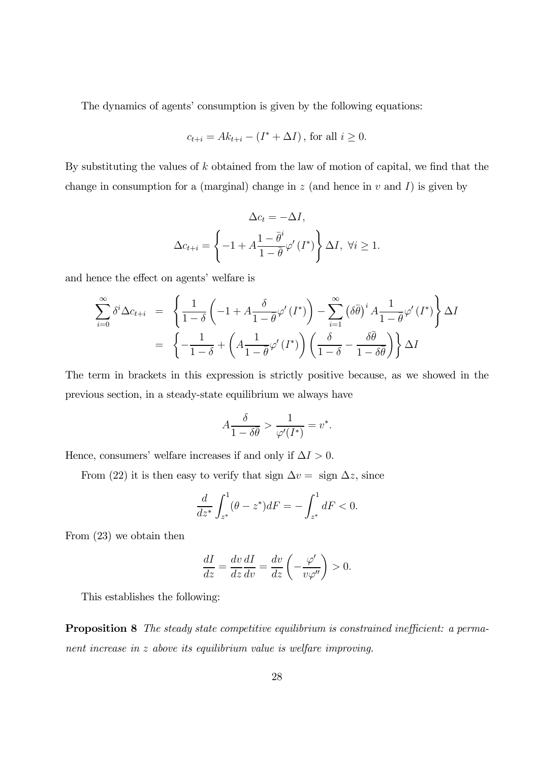The dynamics of agents' consumption is given by the following equations:

$$c_{t+i} = Ak_{t+i} - (I^* + \Delta I), \text{ for all } i \geq 0.$$

By substituting the values of $k$ obtained from the law of motion of capital, we find that the change in consumption for a (marginal) change in $z$ (and hence in $v$ and $I$) is given by

$$\Delta c_t = -\Delta I,$$

$$\Delta c_{t+i} = \left\{ -1 + A \frac{1 - \bar{\theta}^i}{1 - \bar{\theta}} \varphi'(I^*) \right\} \Delta I, \ \forall i \geq 1.$$

and hence the effect on agents' welfare is

$$\begin{aligned}
\sum_{i=0}^{\infty} \delta^i \Delta c_{t+i} &= \left\{ \frac{1}{1-\delta} \left( -1 + A \frac{\delta}{1 - \bar{\theta}} \varphi'(I^*) \right) - \sum_{i=1}^{\infty} \left( \delta \bar{\theta} \right)^i A \frac{1}{1 - \bar{\theta}} \varphi'(I^*) \right\} \Delta I \\
&= \left\{ -\frac{1}{1-\delta} + \left( A \frac{1}{1 - \bar{\theta}} \varphi'(I^*) \right) \left( \frac{\delta}{1-\delta} - \frac{\delta \bar{\theta}}{1 - \delta \bar{\theta}} \right) \right\} \Delta I
\end{aligned}$$

The term in brackets in this expression is strictly positive because, as we showed in the previous section, in a steady-state equilibrium we always have

$$A \frac{\delta}{1 - \delta \bar{\theta}} > \frac{1}{\varphi'(I^*)} = v^*.$$

Hence, consumers' welfare increases if and only if $\Delta I > 0$.

From (22) it is then easy to verify that sign $\Delta v =$ sign $\Delta z$, since

$$\frac{d}{dz^*} \int_{z^*}^{1} (\theta - z^*) dF = - \int_{z^*}^{1} dF < 0.$$

From (23) we obtain then

$$\frac{dI}{dz} = \frac{dv}{dz} \frac{dI}{dv} = \frac{dv}{dz} \left( -\frac{\varphi'}{v \varphi''} \right) > 0.$$

This establishes the following:

**Proposition 8** *The steady state competitive equilibrium is constrained inefficient: a permanent increase in $z$ above its equilibrium value is welfare improving.*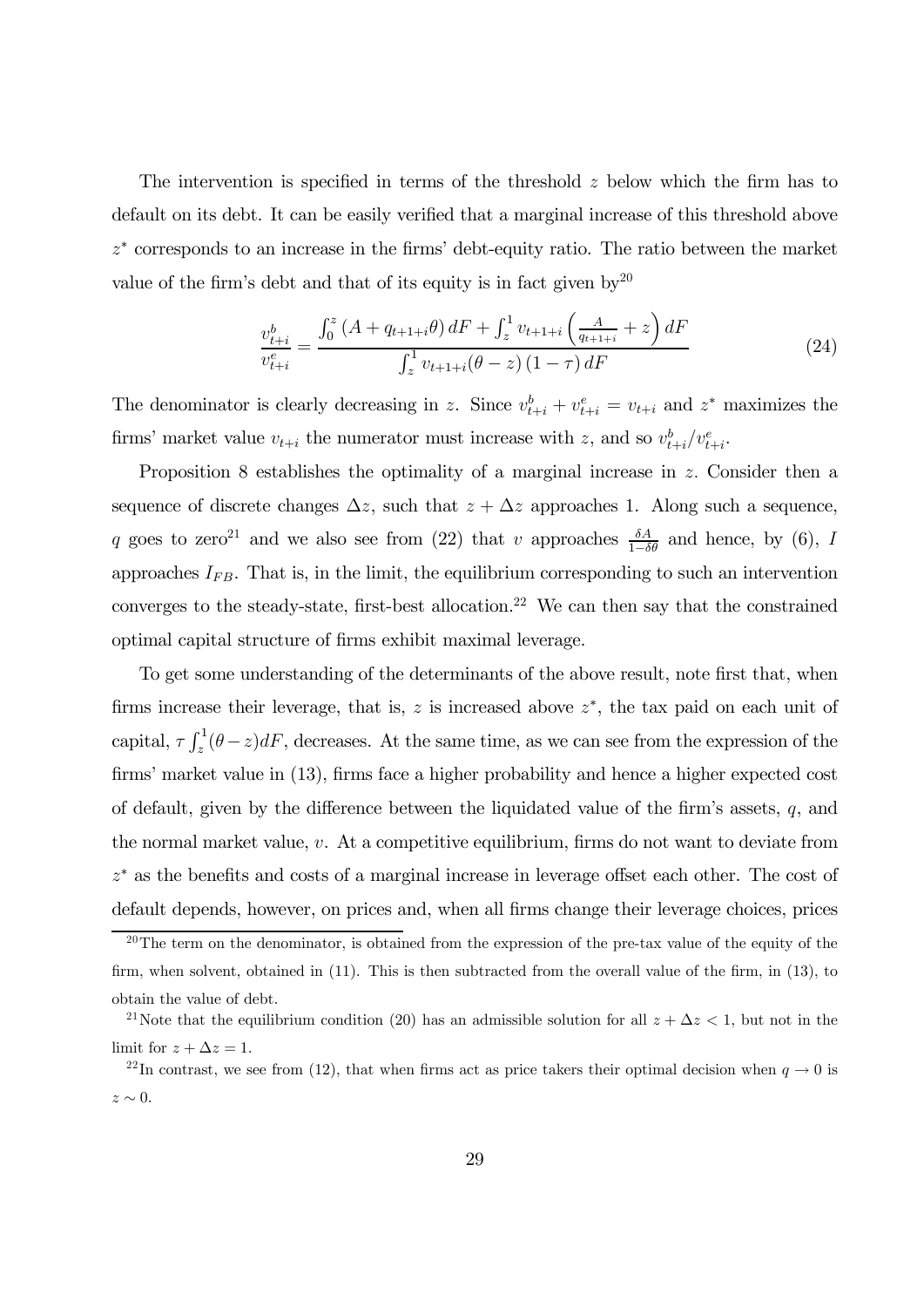The intervention is specified in terms of the threshold $z$ below which the firm has to default on its debt. It can be easily verified that a marginal increase of this threshold above $z^*$ corresponds to an increase in the firms' debt-equity ratio. The ratio between the market value of the firm's debt and that of its equity is in fact given by[20]

$$\frac{v^b_{t+i}}{v^e_{t+i}} = \frac{\int_0^z (A + q_{t+1+i}\theta)\, dF + \int_z^1 v_{t+1+i}\left(\frac{A}{q_{t+1+i}} + z\right) dF}{\int_z^1 v_{t+1+i}(\theta - z)(1-\tau)\, dF} \tag{24}$$

The denominator is clearly decreasing in $z$. Since $v^b_{t+i} + v^e_{t+i} = v_{t+i}$ and $z^*$ maximizes the firms' market value $v_{t+i}$ the numerator must increase with $z$, and so $v^b_{t+i}/v^e_{t+i}$.

Proposition 8 establishes the optimality of a marginal increase in $z$. Consider then a sequence of discrete changes $\Delta z$, such that $z + \Delta z$ approaches 1. Along such a sequence, $q$ goes to zero[21] and we also see from (22) that $v$ approaches $\frac{\delta A}{1-\delta\theta}$ and hence, by (6), $I$ approaches $I_{FB}$. That is, in the limit, the equilibrium corresponding to such an intervention converges to the steady-state, first-best allocation.[22] We can then say that the constrained optimal capital structure of firms exhibit maximal leverage.

To get some understanding of the determinants of the above result, note first that, when firms increase their leverage, that is, $z$ is increased above $z^*$, the tax paid on each unit of capital, $\tau \int_z^1 (\theta - z) dF$, decreases. At the same time, as we can see from the expression of the firms' market value in (13), firms face a higher probability and hence a higher expected cost of default, given by the difference between the liquidated value of the firm's assets, $q$, and the normal market value, $v$. At a competitive equilibrium, firms do not want to deviate from $z^*$ as the benefits and costs of a marginal increase in leverage offset each other. The cost of default depends, however, on prices and, when all firms change their leverage choices, prices

[20] The term on the denominator, is obtained from the expression of the pre-tax value of the equity of the firm, when solvent, obtained in (11). This is then subtracted from the overall value of the firm, in (13), to obtain the value of debt.

[21] Note that the equilibrium condition (20) has an admissible solution for all $z + \Delta z < 1$, but not in the limit for $z + \Delta z = 1$.

[22] In contrast, we see from (12), that when firms act as price takers their optimal decision when $q \to 0$ is $z \sim 0$.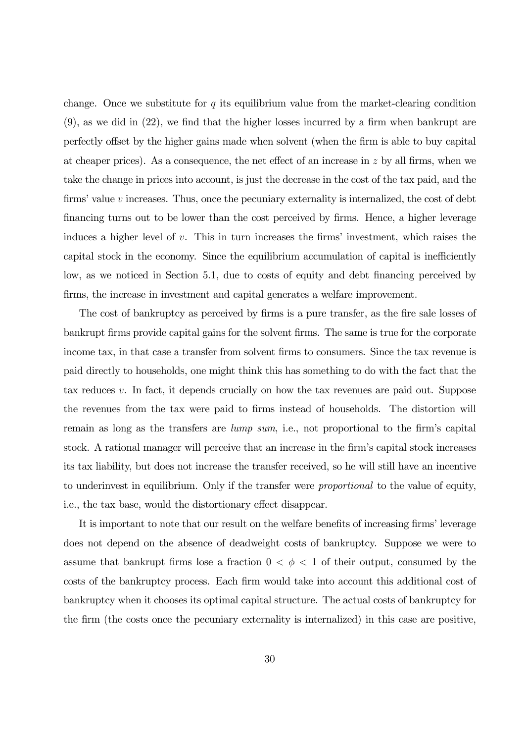change. Once we substitute for $q$ its equilibrium value from the market-clearing condition (9), as we did in (22), we find that the higher losses incurred by a firm when bankrupt are perfectly offset by the higher gains made when solvent (when the firm is able to buy capital at cheaper prices). As a consequence, the net effect of an increase in $z$ by all firms, when we take the change in prices into account, is just the decrease in the cost of the tax paid, and the firms' value $v$ increases. Thus, once the pecuniary externality is internalized, the cost of debt financing turns out to be lower than the cost perceived by firms. Hence, a higher leverage induces a higher level of $v$. This in turn increases the firms' investment, which raises the capital stock in the economy. Since the equilibrium accumulation of capital is inefficiently low, as we noticed in Section 5.1, due to costs of equity and debt financing perceived by firms, the increase in investment and capital generates a welfare improvement.

The cost of bankruptcy as perceived by firms is a pure transfer, as the fire sale losses of bankrupt firms provide capital gains for the solvent firms. The same is true for the corporate income tax, in that case a transfer from solvent firms to consumers. Since the tax revenue is paid directly to households, one might think this has something to do with the fact that the tax reduces $v$. In fact, it depends crucially on how the tax revenues are paid out. Suppose the revenues from the tax were paid to firms instead of households. The distortion will remain as long as the transfers are *lump sum*, i.e., not proportional to the firm's capital stock. A rational manager will perceive that an increase in the firm's capital stock increases its tax liability, but does not increase the transfer received, so he will still have an incentive to underinvest in equilibrium. Only if the transfer were *proportional* to the value of equity, i.e., the tax base, would the distortionary effect disappear.

It is important to note that our result on the welfare benefits of increasing firms' leverage does not depend on the absence of deadweight costs of bankruptcy. Suppose we were to assume that bankrupt firms lose a fraction $0 < \phi < 1$ of their output, consumed by the costs of the bankruptcy process. Each firm would take into account this additional cost of bankruptcy when it chooses its optimal capital structure. The actual costs of bankruptcy for the firm (the costs once the pecuniary externality is internalized) in this case are positive,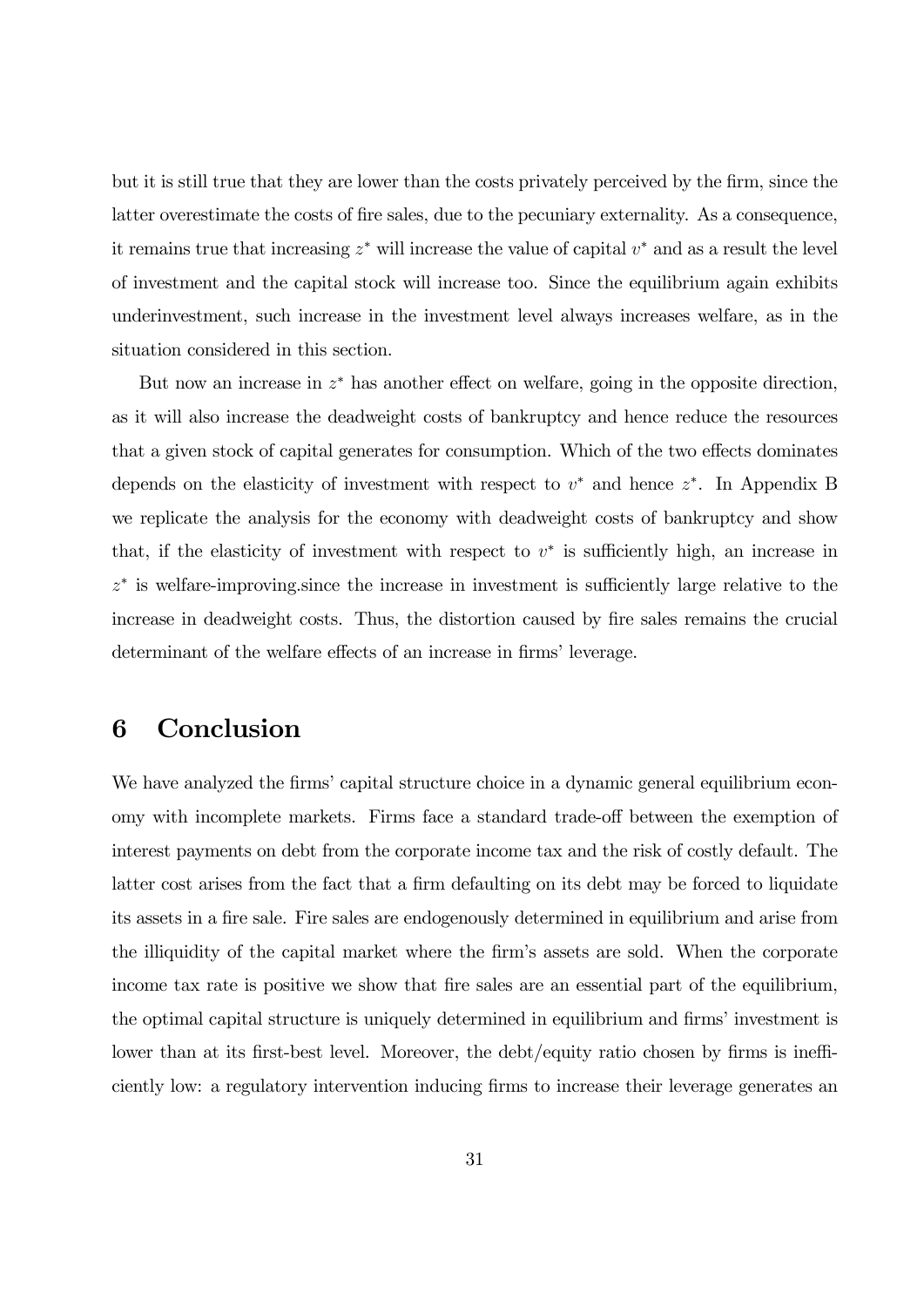but it is still true that they are lower than the costs privately perceived by the firm, since the latter overestimate the costs of fire sales, due to the pecuniary externality. As a consequence, it remains true that increasing $z^*$ will increase the value of capital $v^*$ and as a result the level of investment and the capital stock will increase too. Since the equilibrium again exhibits underinvestment, such increase in the investment level always increases welfare, as in the situation considered in this section.

But now an increase in $z^*$ has another effect on welfare, going in the opposite direction, as it will also increase the deadweight costs of bankruptcy and hence reduce the resources that a given stock of capital generates for consumption. Which of the two effects dominates depends on the elasticity of investment with respect to $v^*$ and hence $z^*$. In Appendix B we replicate the analysis for the economy with deadweight costs of bankruptcy and show that, if the elasticity of investment with respect to $v^*$ is sufficiently high, an increase in $z^*$ is welfare-improving.since the increase in investment is sufficiently large relative to the increase in deadweight costs. Thus, the distortion caused by fire sales remains the crucial determinant of the welfare effects of an increase in firms' leverage.

# 6 Conclusion

We have analyzed the firms' capital structure choice in a dynamic general equilibrium economy with incomplete markets. Firms face a standard trade-off between the exemption of interest payments on debt from the corporate income tax and the risk of costly default. The latter cost arises from the fact that a firm defaulting on its debt may be forced to liquidate its assets in a fire sale. Fire sales are endogenously determined in equilibrium and arise from the illiquidity of the capital market where the firm's assets are sold. When the corporate income tax rate is positive we show that fire sales are an essential part of the equilibrium, the optimal capital structure is uniquely determined in equilibrium and firms' investment is lower than at its first-best level. Moreover, the debt/equity ratio chosen by firms is inefficiently low: a regulatory intervention inducing firms to increase their leverage generates an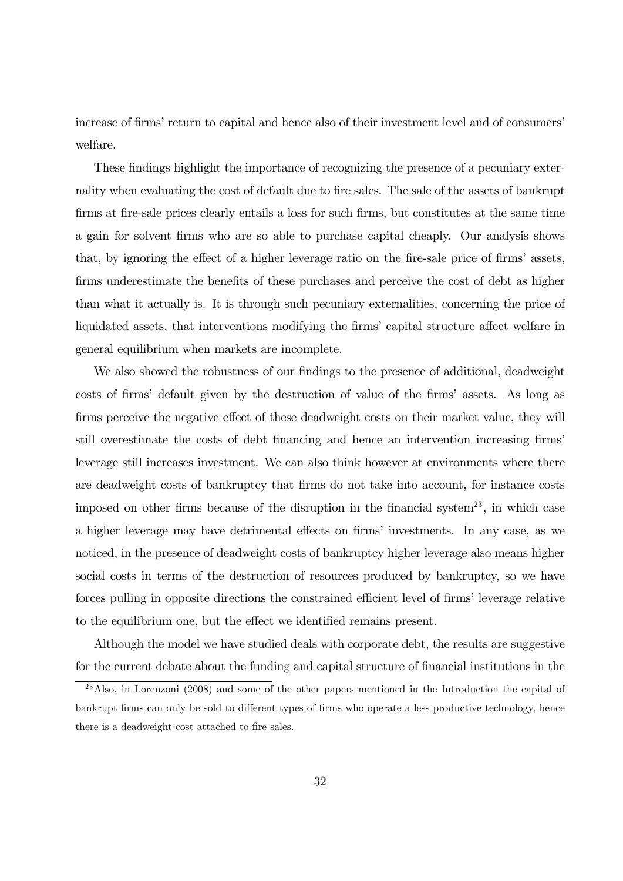increase of firms' return to capital and hence also of their investment level and of consumers' welfare.

These findings highlight the importance of recognizing the presence of a pecuniary externality when evaluating the cost of default due to fire sales. The sale of the assets of bankrupt firms at fire-sale prices clearly entails a loss for such firms, but constitutes at the same time a gain for solvent firms who are so able to purchase capital cheaply. Our analysis shows that, by ignoring the effect of a higher leverage ratio on the fire-sale price of firms' assets, firms underestimate the benefits of these purchases and perceive the cost of debt as higher than what it actually is. It is through such pecuniary externalities, concerning the price of liquidated assets, that interventions modifying the firms' capital structure affect welfare in general equilibrium when markets are incomplete.

We also showed the robustness of our findings to the presence of additional, deadweight costs of firms' default given by the destruction of value of the firms' assets. As long as firms perceive the negative effect of these deadweight costs on their market value, they will still overestimate the costs of debt financing and hence an intervention increasing firms' leverage still increases investment. We can also think however at environments where there are deadweight costs of bankruptcy that firms do not take into account, for instance costs imposed on other firms because of the disruption in the financial system[23], in which case a higher leverage may have detrimental effects on firms' investments. In any case, as we noticed, in the presence of deadweight costs of bankruptcy higher leverage also means higher social costs in terms of the destruction of resources produced by bankruptcy, so we have forces pulling in opposite directions the constrained efficient level of firms' leverage relative to the equilibrium one, but the effect we identified remains present.

Although the model we have studied deals with corporate debt, the results are suggestive for the current debate about the funding and capital structure of financial institutions in the

[23] Also, in Lorenzoni (2008) and some of the other papers mentioned in the Introduction the capital of bankrupt firms can only be sold to different types of firms who operate a less productive technology, hence there is a deadweight cost attached to fire sales.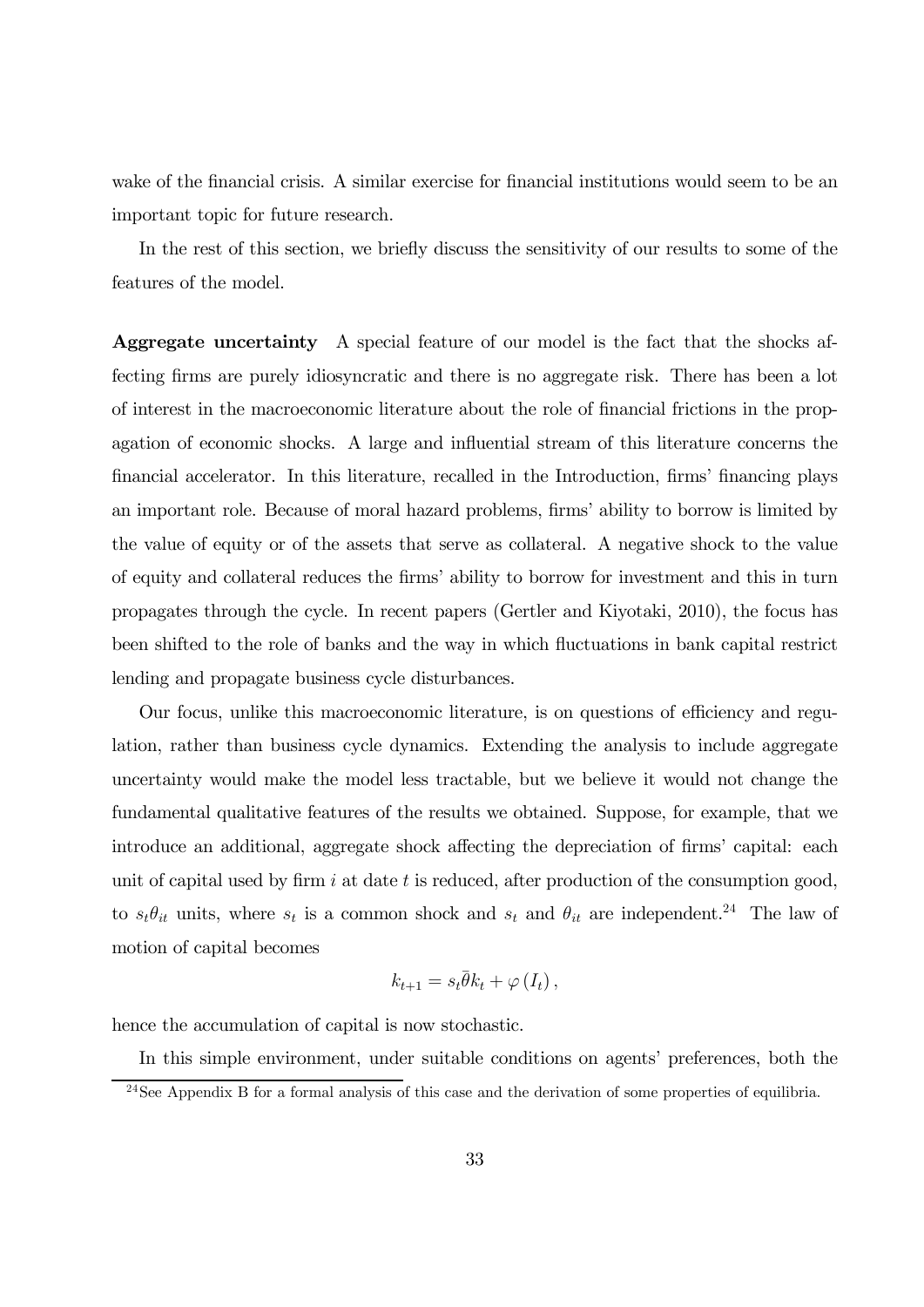wake of the financial crisis. A similar exercise for financial institutions would seem to be an important topic for future research.

In the rest of this section, we briefly discuss the sensitivity of our results to some of the features of the model.

**Aggregate uncertainty** A special feature of our model is the fact that the shocks affecting firms are purely idiosyncratic and there is no aggregate risk. There has been a lot of interest in the macroeconomic literature about the role of financial frictions in the propagation of economic shocks. A large and influential stream of this literature concerns the financial accelerator. In this literature, recalled in the Introduction, firms' financing plays an important role. Because of moral hazard problems, firms' ability to borrow is limited by the value of equity or of the assets that serve as collateral. A negative shock to the value of equity and collateral reduces the firms' ability to borrow for investment and this in turn propagates through the cycle. In recent papers (Gertler and Kiyotaki, 2010), the focus has been shifted to the role of banks and the way in which fluctuations in bank capital restrict lending and propagate business cycle disturbances.

Our focus, unlike this macroeconomic literature, is on questions of efficiency and regulation, rather than business cycle dynamics. Extending the analysis to include aggregate uncertainty would make the model less tractable, but we believe it would not change the fundamental qualitative features of the results we obtained. Suppose, for example, that we introduce an additional, aggregate shock affecting the depreciation of firms' capital: each unit of capital used by firm $i$ at date $t$ is reduced, after production of the consumption good, to $s_t \theta_{it}$ units, where $s_t$ is a common shock and $s_t$ and $\theta_{it}$ are independent.[24] The law of motion of capital becomes

$$k_{t+1} = s_t \bar{\theta} k_t + \varphi(I_t),$$

hence the accumulation of capital is now stochastic.

In this simple environment, under suitable conditions on agents' preferences, both the

[24] See Appendix B for a formal analysis of this case and the derivation of some properties of equilibria.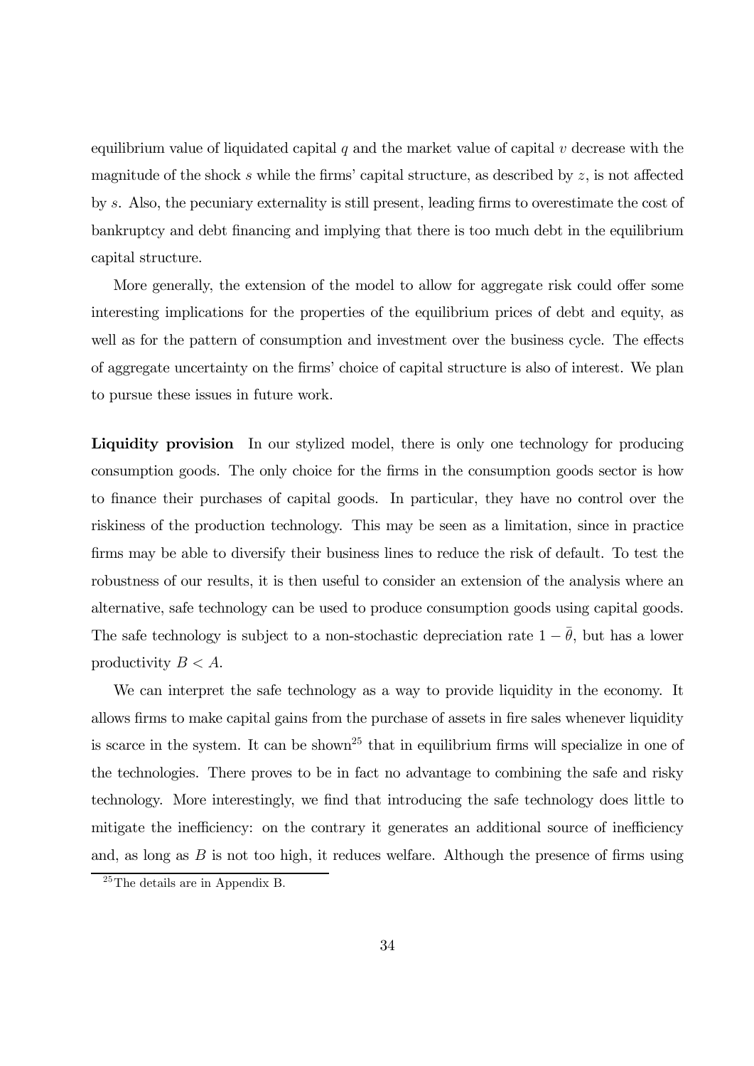equilibrium value of liquidated capital $q$ and the market value of capital $v$ decrease with the magnitude of the shock $s$ while the firms' capital structure, as described by $z$, is not affected by $s$. Also, the pecuniary externality is still present, leading firms to overestimate the cost of bankruptcy and debt financing and implying that there is too much debt in the equilibrium capital structure.

More generally, the extension of the model to allow for aggregate risk could offer some interesting implications for the properties of the equilibrium prices of debt and equity, as well as for the pattern of consumption and investment over the business cycle. The effects of aggregate uncertainty on the firms' choice of capital structure is also of interest. We plan to pursue these issues in future work.

**Liquidity provision** In our stylized model, there is only one technology for producing consumption goods. The only choice for the firms in the consumption goods sector is how to finance their purchases of capital goods. In particular, they have no control over the riskiness of the production technology. This may be seen as a limitation, since in practice firms may be able to diversify their business lines to reduce the risk of default. To test the robustness of our results, it is then useful to consider an extension of the analysis where an alternative, safe technology can be used to produce consumption goods using capital goods. The safe technology is subject to a non-stochastic depreciation rate $1 - \bar{\theta}$, but has a lower productivity $B < A$.

We can interpret the safe technology as a way to provide liquidity in the economy. It allows firms to make capital gains from the purchase of assets in fire sales whenever liquidity is scarce in the system. It can be shown[25] that in equilibrium firms will specialize in one of the technologies. There proves to be in fact no advantage to combining the safe and risky technology. More interestingly, we find that introducing the safe technology does little to mitigate the inefficiency: on the contrary it generates an additional source of inefficiency and, as long as $B$ is not too high, it reduces welfare. Although the presence of firms using

[25] The details are in Appendix B.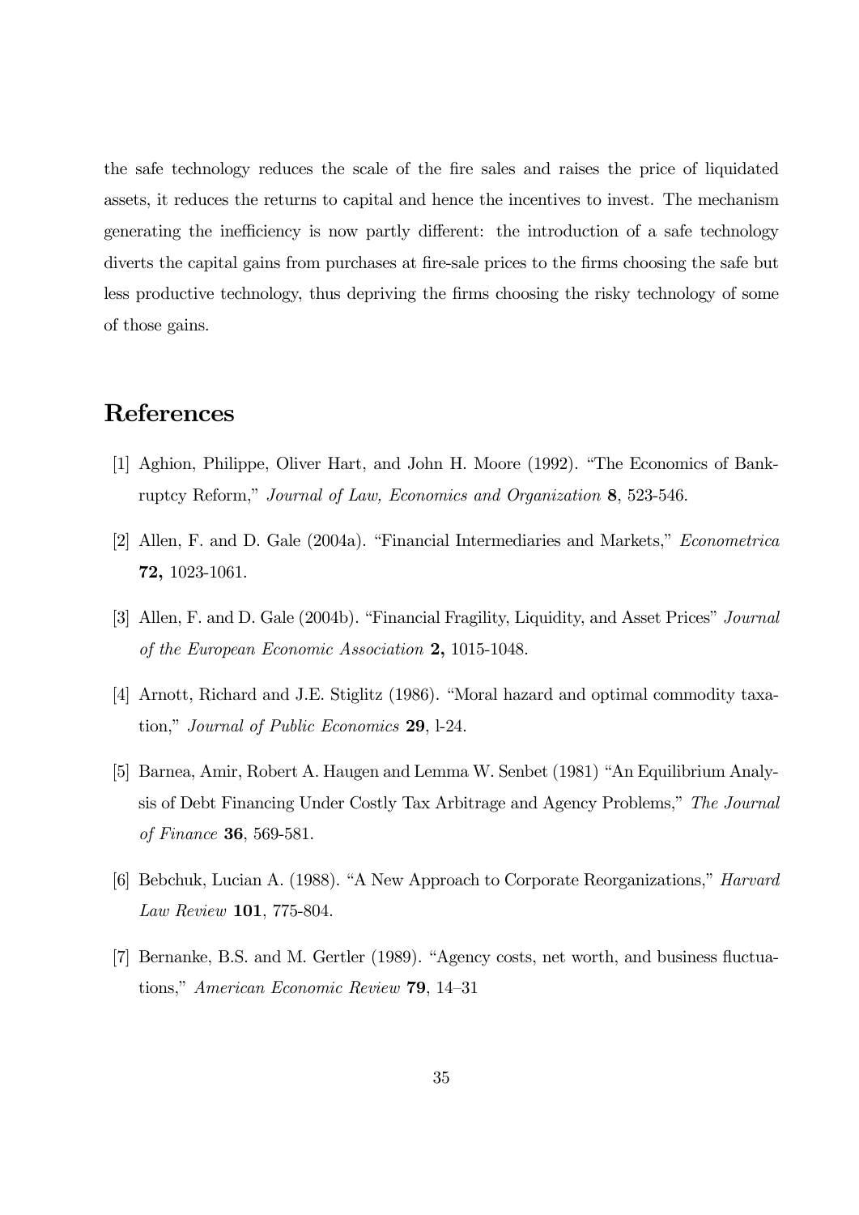the safe technology reduces the scale of the fire sales and raises the price of liquidated assets, it reduces the returns to capital and hence the incentives to invest. The mechanism generating the inefficiency is now partly different: the introduction of a safe technology diverts the capital gains from purchases at fire-sale prices to the firms choosing the safe but less productive technology, thus depriving the firms choosing the risky technology of some of those gains.

# References

[1] Aghion, Philippe, Oliver Hart, and John H. Moore (1992). "The Economics of Bankruptcy Reform," *Journal of Law, Economics and Organization* **8**, 523-546.

[2] Allen, F. and D. Gale (2004a). "Financial Intermediaries and Markets," *Econometrica* **72,** 1023-1061.

[3] Allen, F. and D. Gale (2004b). "Financial Fragility, Liquidity, and Asset Prices" *Journal of the European Economic Association* **2,** 1015-1048.

[4] Arnott, Richard and J.E. Stiglitz (1986). "Moral hazard and optimal commodity taxation," *Journal of Public Economics* **29**, l-24.

[5] Barnea, Amir, Robert A. Haugen and Lemma W. Senbet (1981) "An Equilibrium Analysis of Debt Financing Under Costly Tax Arbitrage and Agency Problems," *The Journal of Finance* **36**, 569-581.

[6] Bebchuk, Lucian A. (1988). "A New Approach to Corporate Reorganizations," *Harvard Law Review* **101**, 775-804.

[7] Bernanke, B.S. and M. Gertler (1989). "Agency costs, net worth, and business fluctuations," *American Economic Review* **79**, 14–31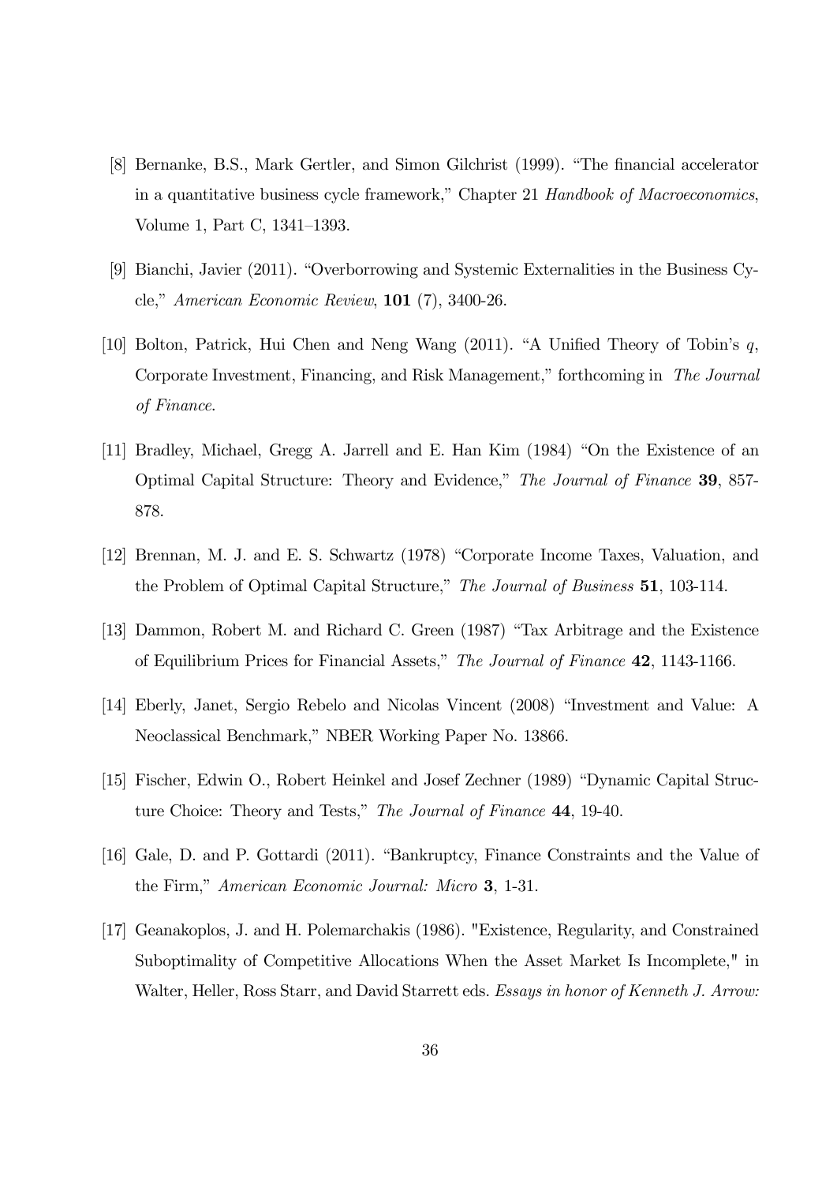[8] Bernanke, B.S., Mark Gertler, and Simon Gilchrist (1999). "The financial accelerator in a quantitative business cycle framework," Chapter 21 *Handbook of Macroeconomics*, Volume 1, Part C, 1341–1393.

[9] Bianchi, Javier (2011). "Overborrowing and Systemic Externalities in the Business Cycle," *American Economic Review*, **101** (7), 3400-26.

[10] Bolton, Patrick, Hui Chen and Neng Wang (2011). "A Unified Theory of Tobin's $q$, Corporate Investment, Financing, and Risk Management," forthcoming in *The Journal of Finance*.

[11] Bradley, Michael, Gregg A. Jarrell and E. Han Kim (1984) "On the Existence of an Optimal Capital Structure: Theory and Evidence," *The Journal of Finance* **39**, 857-878.

[12] Brennan, M. J. and E. S. Schwartz (1978) "Corporate Income Taxes, Valuation, and the Problem of Optimal Capital Structure," *The Journal of Business* **51**, 103-114.

[13] Dammon, Robert M. and Richard C. Green (1987) "Tax Arbitrage and the Existence of Equilibrium Prices for Financial Assets," *The Journal of Finance* **42**, 1143-1166.

[14] Eberly, Janet, Sergio Rebelo and Nicolas Vincent (2008) "Investment and Value: A Neoclassical Benchmark," NBER Working Paper No. 13866.

[15] Fischer, Edwin O., Robert Heinkel and Josef Zechner (1989) "Dynamic Capital Structure Choice: Theory and Tests," *The Journal of Finance* **44**, 19-40.

[16] Gale, D. and P. Gottardi (2011). "Bankruptcy, Finance Constraints and the Value of the Firm," *American Economic Journal: Micro* **3**, 1-31.

[17] Geanakoplos, J. and H. Polemarchakis (1986). "Existence, Regularity, and Constrained Suboptimality of Competitive Allocations When the Asset Market Is Incomplete," in Walter, Heller, Ross Starr, and David Starrett eds. *Essays in honor of Kenneth J. Arrow:*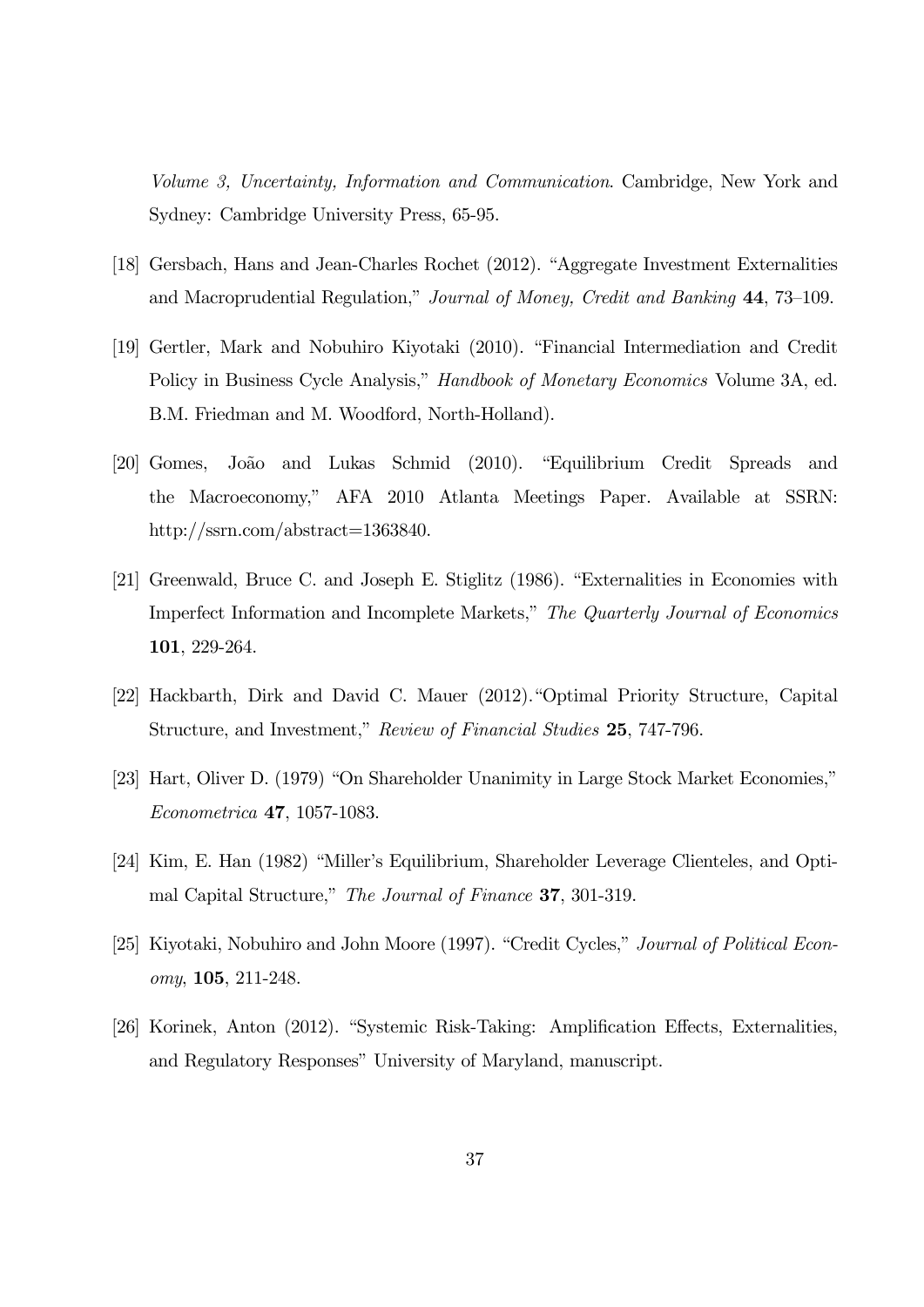*Volume 3, Uncertainty, Information and Communication*. Cambridge, New York and Sydney: Cambridge University Press, 65-95.

[18] Gersbach, Hans and Jean-Charles Rochet (2012). "Aggregate Investment Externalities and Macroprudential Regulation," *Journal of Money, Credit and Banking* **44**, 73–109.

[19] Gertler, Mark and Nobuhiro Kiyotaki (2010). "Financial Intermediation and Credit Policy in Business Cycle Analysis," *Handbook of Monetary Economics* Volume 3A, ed. B.M. Friedman and M. Woodford, North-Holland).

[20] Gomes, João and Lukas Schmid (2010). "Equilibrium Credit Spreads and the Macroeconomy," AFA 2010 Atlanta Meetings Paper. Available at SSRN: http://ssrn.com/abstract=1363840.

[21] Greenwald, Bruce C. and Joseph E. Stiglitz (1986). "Externalities in Economies with Imperfect Information and Incomplete Markets," *The Quarterly Journal of Economics* **101**, 229-264.

[22] Hackbarth, Dirk and David C. Mauer (2012)."Optimal Priority Structure, Capital Structure, and Investment," *Review of Financial Studies* **25**, 747-796.

[23] Hart, Oliver D. (1979) "On Shareholder Unanimity in Large Stock Market Economies," *Econometrica* **47**, 1057-1083.

[24] Kim, E. Han (1982) "Miller's Equilibrium, Shareholder Leverage Clienteles, and Optimal Capital Structure," *The Journal of Finance* **37**, 301-319.

[25] Kiyotaki, Nobuhiro and John Moore (1997). "Credit Cycles," *Journal of Political Economy*, **105**, 211-248.

[26] Korinek, Anton (2012). "Systemic Risk-Taking: Amplification Effects, Externalities, and Regulatory Responses" University of Maryland, manuscript.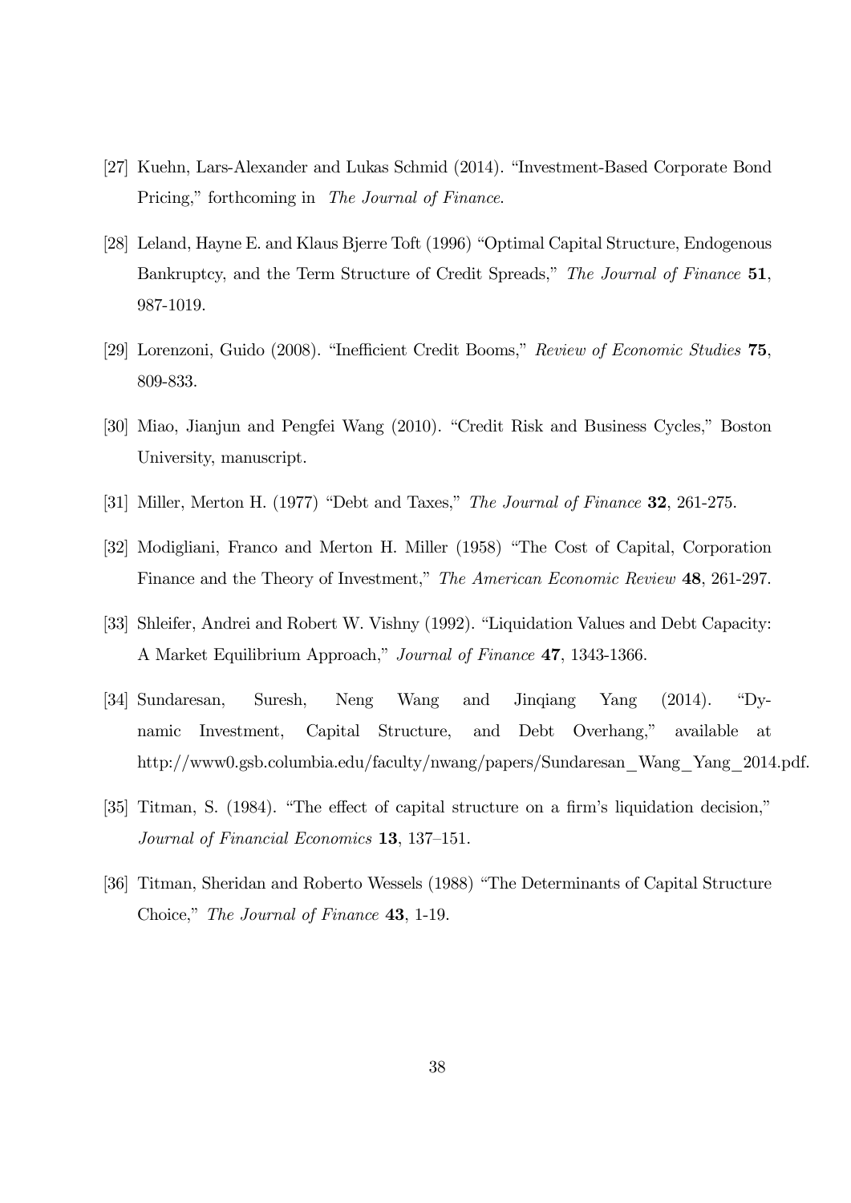[27] Kuehn, Lars-Alexander and Lukas Schmid (2014). "Investment-Based Corporate Bond Pricing," forthcoming in *The Journal of Finance*.

[28] Leland, Hayne E. and Klaus Bjerre Toft (1996) "Optimal Capital Structure, Endogenous Bankruptcy, and the Term Structure of Credit Spreads," *The Journal of Finance* **51**, 987-1019.

[29] Lorenzoni, Guido (2008). "Inefficient Credit Booms," *Review of Economic Studies* **75**, 809-833.

[30] Miao, Jianjun and Pengfei Wang (2010). "Credit Risk and Business Cycles," Boston University, manuscript.

[31] Miller, Merton H. (1977) "Debt and Taxes," *The Journal of Finance* **32**, 261-275.

[32] Modigliani, Franco and Merton H. Miller (1958) "The Cost of Capital, Corporation Finance and the Theory of Investment," *The American Economic Review* **48**, 261-297.

[33] Shleifer, Andrei and Robert W. Vishny (1992). "Liquidation Values and Debt Capacity: A Market Equilibrium Approach," *Journal of Finance* **47**, 1343-1366.

[34] Sundaresan, Suresh, Neng Wang and Jinqiang Yang (2014). "Dynamic Investment, Capital Structure, and Debt Overhang," available at http://www0.gsb.columbia.edu/faculty/nwang/papers/Sundaresan_Wang_Yang_2014.pdf.

[35] Titman, S. (1984). "The effect of capital structure on a firm's liquidation decision," *Journal of Financial Economics* **13**, 137–151.

[36] Titman, Sheridan and Roberto Wessels (1988) "The Determinants of Capital Structure Choice," *The Journal of Finance* **43**, 1-19.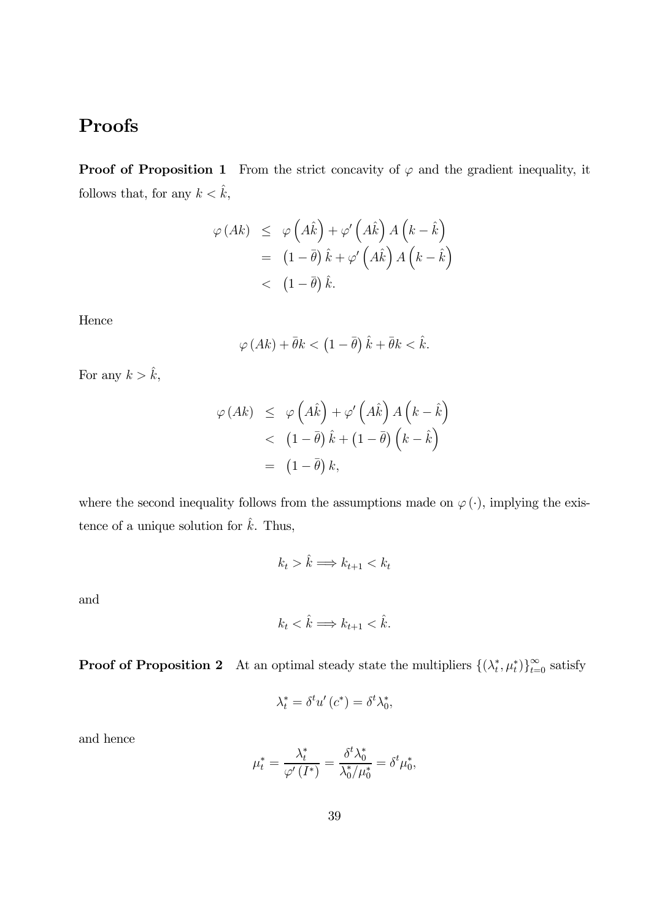# Proofs

**Proof of Proposition 1** From the strict concavity of $\varphi$ and the gradient inequality, it follows that, for any $k < \hat{k}$,

$$
\begin{aligned}
\varphi(Ak) &\leq \varphi\left(A\hat{k}\right) + \varphi'\left(A\hat{k}\right) A\left(k - \hat{k}\right) \\
&= \left(1 - \bar{\theta}\right) \hat{k} + \varphi'\left(A\hat{k}\right) A\left(k - \hat{k}\right) \\
&< \left(1 - \bar{\theta}\right) \hat{k}.
\end{aligned}
$$

Hence

$$
\varphi(Ak) + \bar{\theta}k < \left(1 - \bar{\theta}\right) \hat{k} + \bar{\theta}k < \hat{k}.
$$

For any $k > \hat{k}$,

$$
\begin{aligned}
\varphi(Ak) &\leq \varphi\left(A\hat{k}\right) + \varphi'\left(A\hat{k}\right) A\left(k - \hat{k}\right) \\
&< \left(1 - \bar{\theta}\right) \hat{k} + \left(1 - \bar{\theta}\right)\left(k - \hat{k}\right) \\
&= \left(1 - \bar{\theta}\right) k,
\end{aligned}
$$

where the second inequality follows from the assumptions made on $\varphi(\cdot)$, implying the existence of a unique solution for $\hat{k}$. Thus,

$$
k_t > \hat{k} \Longrightarrow k_{t+1} < k_t
$$

and

$$
k_t < \hat{k} \Longrightarrow k_{t+1} < \hat{k}.
$$

**Proof of Proposition 2** At an optimal steady state the multipliers $\{(\lambda_t^*, \mu_t^*)\}_{t=0}^{\infty}$ satisfy

$$
\lambda_t^* = \delta^t u'(c^*) = \delta^t \lambda_0^*,
$$

and hence

$$
\mu_t^* = \frac{\lambda_t^*}{\varphi'(I^*)} = \frac{\delta^t \lambda_0^*}{\lambda_0^* / \mu_0^*} = \delta^t \mu_0^*,
$$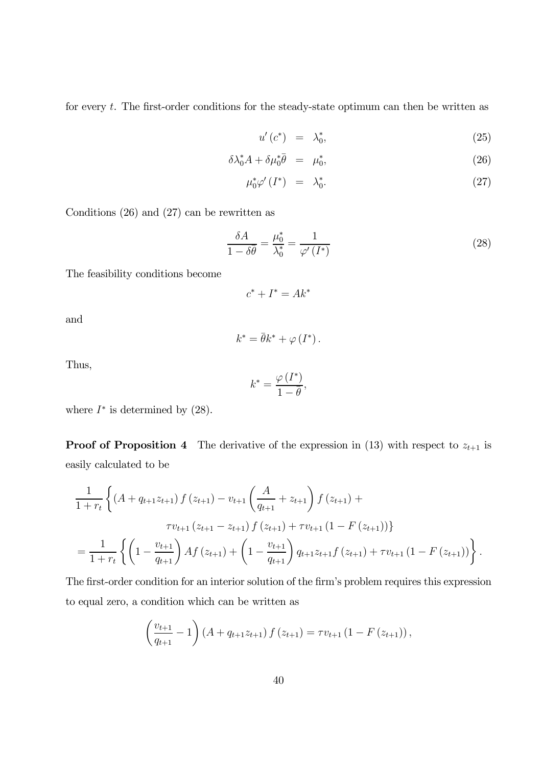for every $t$. The first-order conditions for the steady-state optimum can then be written as

$$u'(c^*) = \lambda_0^*, \tag{25}$$

$$\delta\lambda_0^* A + \delta\mu_0^*\bar{\theta} = \mu_0^*, \tag{26}$$

$$\mu_0^*\varphi'(I^*) = \lambda_0^*. \tag{27}$$

Conditions (26) and (27) can be rewritten as

$$\frac{\delta A}{1-\delta\bar{\theta}} = \frac{\mu_0^*}{\lambda_0^*} = \frac{1}{\varphi'(I^*)} \tag{28}$$

The feasibility conditions become

$$c^* + I^* = Ak^*$$

and

$$k^* = \bar{\theta}k^* + \varphi(I^*).$$

Thus,

$$k^* = \frac{\varphi(I^*)}{1-\bar{\theta}},$$

where $I^*$ is determined by (28).

**Proof of Proposition 4** The derivative of the expression in (13) with respect to $z_{t+1}$ is easily calculated to be

$$\begin{aligned}
&\frac{1}{1+r_t}\left\{(A+q_{t+1}z_{t+1})f(z_{t+1}) - v_{t+1}\left(\frac{A}{q_{t+1}}+z_{t+1}\right)f(z_{t+1}) + \right.\\
&\qquad\qquad \left. \tau v_{t+1}(z_{t+1}-z_{t+1})f(z_{t+1}) + \tau v_{t+1}(1-F(z_{t+1}))\right\}\\
&= \frac{1}{1+r_t}\left\{\left(1-\frac{v_{t+1}}{q_{t+1}}\right)Af(z_{t+1}) + \left(1-\frac{v_{t+1}}{q_{t+1}}\right)q_{t+1}z_{t+1}f(z_{t+1}) + \tau v_{t+1}(1-F(z_{t+1}))\right\}.
\end{aligned}$$

The first-order condition for an interior solution of the firm's problem requires this expression to equal zero, a condition which can be written as

$$\left(\frac{v_{t+1}}{q_{t+1}}-1\right)(A+q_{t+1}z_{t+1})f(z_{t+1}) = \tau v_{t+1}(1-F(z_{t+1})),$$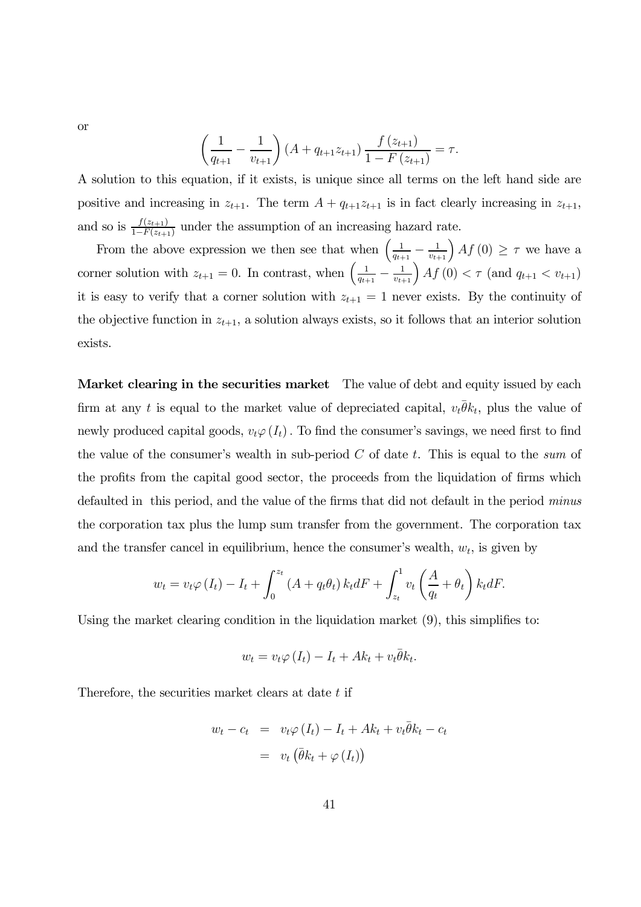or

$$\left(\frac{1}{q_{t+1}} - \frac{1}{v_{t+1}}\right)(A + q_{t+1}z_{t+1})\frac{f(z_{t+1})}{1 - F(z_{t+1})} = \tau.$$

A solution to this equation, if it exists, is unique since all terms on the left hand side are positive and increasing in $z_{t+1}$. The term $A + q_{t+1}z_{t+1}$ is in fact clearly increasing in $z_{t+1}$, and so is $\frac{f(z_{t+1})}{1-F(z_{t+1})}$ under the assumption of an increasing hazard rate.

From the above expression we then see that when $\left(\frac{1}{q_{t+1}} - \frac{1}{v_{t+1}}\right)Af(0) \geq \tau$ we have a corner solution with $z_{t+1} = 0$. In contrast, when $\left(\frac{1}{q_{t+1}} - \frac{1}{v_{t+1}}\right)Af(0) < \tau$ (and $q_{t+1} < v_{t+1}$) it is easy to verify that a corner solution with $z_{t+1} = 1$ never exists. By the continuity of the objective function in $z_{t+1}$, a solution always exists, so it follows that an interior solution exists.

**Market clearing in the securities market** The value of debt and equity issued by each firm at any $t$ is equal to the market value of depreciated capital, $v_t\bar{\theta}k_t$, plus the value of newly produced capital goods, $v_t\varphi(I_t)$. To find the consumer's savings, we need first to find the value of the consumer's wealth in sub-period $C$ of date $t$. This is equal to the *sum* of the profits from the capital good sector, the proceeds from the liquidation of firms which defaulted in this period, and the value of the firms that did not default in the period *minus* the corporation tax plus the lump sum transfer from the government. The corporation tax and the transfer cancel in equilibrium, hence the consumer's wealth, $w_t$, is given by

$$w_t = v_t\varphi(I_t) - I_t + \int_0^{z_t}(A + q_t\theta_t)k_t dF + \int_{z_t}^1 v_t\left(\frac{A}{q_t} + \theta_t\right)k_t dF.$$

Using the market clearing condition in the liquidation market (9), this simplifies to:

$$w_t = v_t\varphi(I_t) - I_t + Ak_t + v_t\bar{\theta}k_t.$$

Therefore, the securities market clears at date $t$ if

$$\begin{aligned} w_t - c_t &= v_t\varphi(I_t) - I_t + Ak_t + v_t\bar{\theta}k_t - c_t \\ &= v_t\left(\bar{\theta}k_t + \varphi(I_t)\right) \end{aligned}$$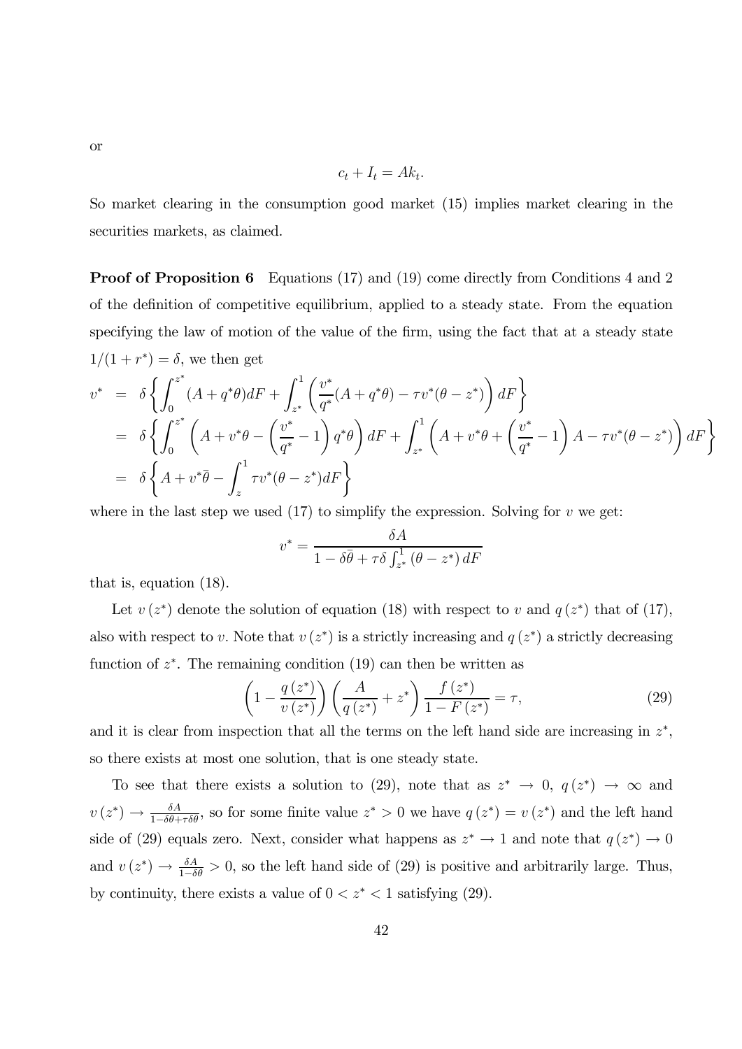or

$$c_t + I_t = Ak_t.$$

So market clearing in the consumption good market (15) implies market clearing in the securities markets, as claimed.

**Proof of Proposition 6** Equations (17) and (19) come directly from Conditions 4 and 2 of the definition of competitive equilibrium, applied to a steady state. From the equation specifying the law of motion of the value of the firm, using the fact that at a steady state $1/(1+r^*) = \delta$, we then get

$$\begin{aligned}
v^* &= \delta \left\{ \int_0^{z^*} (A + q^*\theta) dF + \int_{z^*}^1 \left( \frac{v^*}{q^*}(A + q^*\theta) - \tau v^*(\theta - z^*) \right) dF \right\} \\
&= \delta \left\{ \int_0^{z^*} \left( A + v^*\theta - \left( \frac{v^*}{q^*} - 1 \right) q^*\theta \right) dF + \int_{z^*}^1 \left( A + v^*\theta + \left( \frac{v^*}{q^*} - 1 \right) A - \tau v^*(\theta - z^*) \right) dF \right\} \\
&= \delta \left\{ A + v^*\bar{\theta} - \int_z^1 \tau v^*(\theta - z^*) dF \right\}
\end{aligned}$$

where in the last step we used (17) to simplify the expression. Solving for $v$ we get:

$$v^* = \frac{\delta A}{1 - \delta\bar{\theta} + \tau\delta \int_{z^*}^1 (\theta - z^*) \, dF}$$

that is, equation (18).

Let $v(z^*)$ denote the solution of equation (18) with respect to $v$ and $q(z^*)$ that of (17), also with respect to $v$. Note that $v(z^*)$ is a strictly increasing and $q(z^*)$ a strictly decreasing function of $z^*$. The remaining condition (19) can then be written as

$$\left( 1 - \frac{q(z^*)}{v(z^*)} \right) \left( \frac{A}{q(z^*)} + z^* \right) \frac{f(z^*)}{1 - F(z^*)} = \tau, \tag{29}$$

and it is clear from inspection that all the terms on the left hand side are increasing in $z^*$, so there exists at most one solution, that is one steady state.

To see that there exists a solution to (29), note that as $z^* \to 0$, $q(z^*) \to \infty$ and $v(z^*) \to \frac{\delta A}{1 - \delta\theta + \tau\delta\bar{\theta}}$, so for some finite value $z^* > 0$ we have $q(z^*) = v(z^*)$ and the left hand side of (29) equals zero. Next, consider what happens as $z^* \to 1$ and note that $q(z^*) \to 0$ and $v(z^*) \to \frac{\delta A}{1 - \delta\theta} > 0$, so the left hand side of (29) is positive and arbitrarily large. Thus, by continuity, there exists a value of $0 < z^* < 1$ satisfying (29).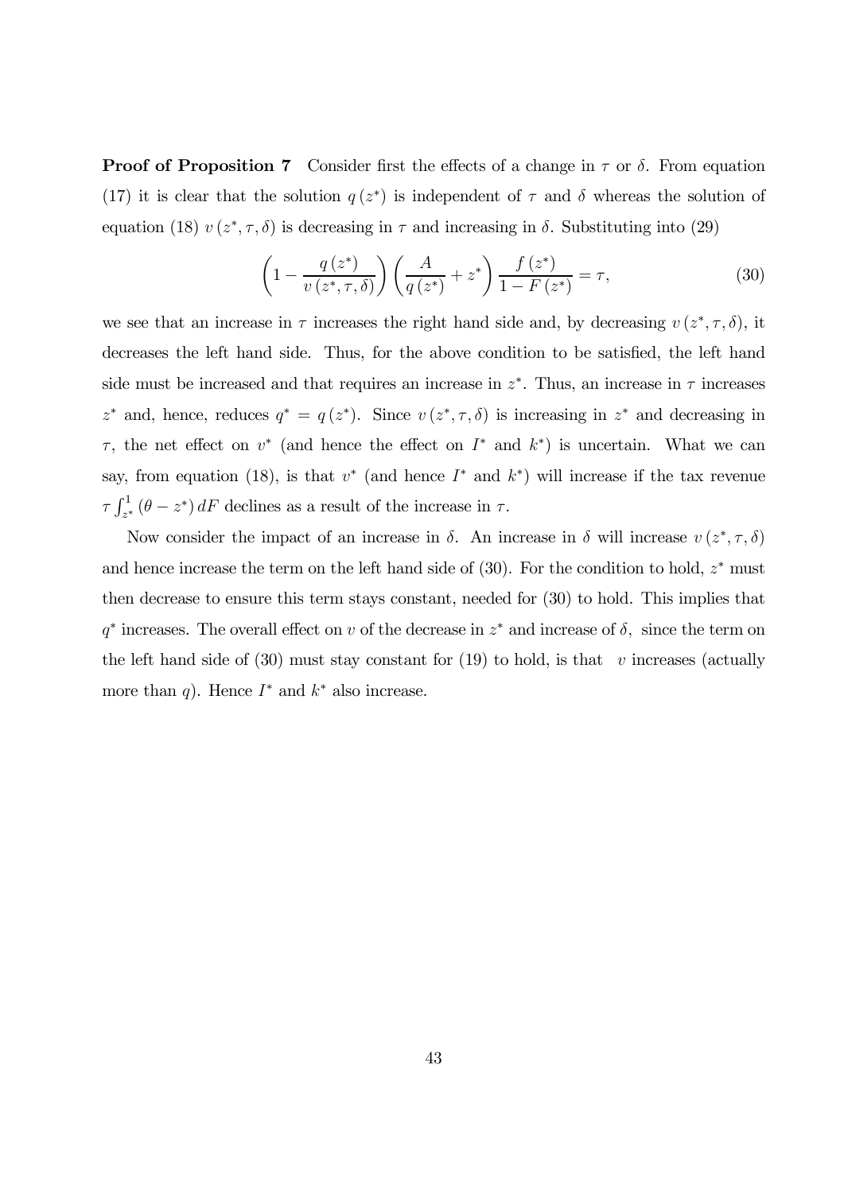**Proof of Proposition 7** Consider first the effects of a change in $\tau$ or $\delta$. From equation (17) it is clear that the solution $q(z^*)$ is independent of $\tau$ and $\delta$ whereas the solution of equation (18) $v(z^*, \tau, \delta)$ is decreasing in $\tau$ and increasing in $\delta$. Substituting into (29)

$$\left(1 - \frac{q(z^*)}{v(z^*, \tau, \delta)}\right)\left(\frac{A}{q(z^*)} + z^*\right)\frac{f(z^*)}{1 - F(z^*)} = \tau, \tag{30}$$

we see that an increase in $\tau$ increases the right hand side and, by decreasing $v(z^*, \tau, \delta)$, it decreases the left hand side. Thus, for the above condition to be satisfied, the left hand side must be increased and that requires an increase in $z^*$. Thus, an increase in $\tau$ increases $z^*$ and, hence, reduces $q^* = q(z^*)$. Since $v(z^*, \tau, \delta)$ is increasing in $z^*$ and decreasing in $\tau$, the net effect on $v^*$ (and hence the effect on $I^*$ and $k^*$) is uncertain. What we can say, from equation (18), is that $v^*$ (and hence $I^*$ and $k^*$) will increase if the tax revenue $\tau \int_{z^*}^{1} (\theta - z^*)\, dF$ declines as a result of the increase in $\tau$.

Now consider the impact of an increase in $\delta$. An increase in $\delta$ will increase $v(z^*, \tau, \delta)$ and hence increase the term on the left hand side of (30). For the condition to hold, $z^*$ must then decrease to ensure this term stays constant, needed for (30) to hold. This implies that $q^*$ increases. The overall effect on $v$ of the decrease in $z^*$ and increase of $\delta$, since the term on the left hand side of (30) must stay constant for (19) to hold, is that $v$ increases (actually more than $q$). Hence $I^*$ and $k^*$ also increase.